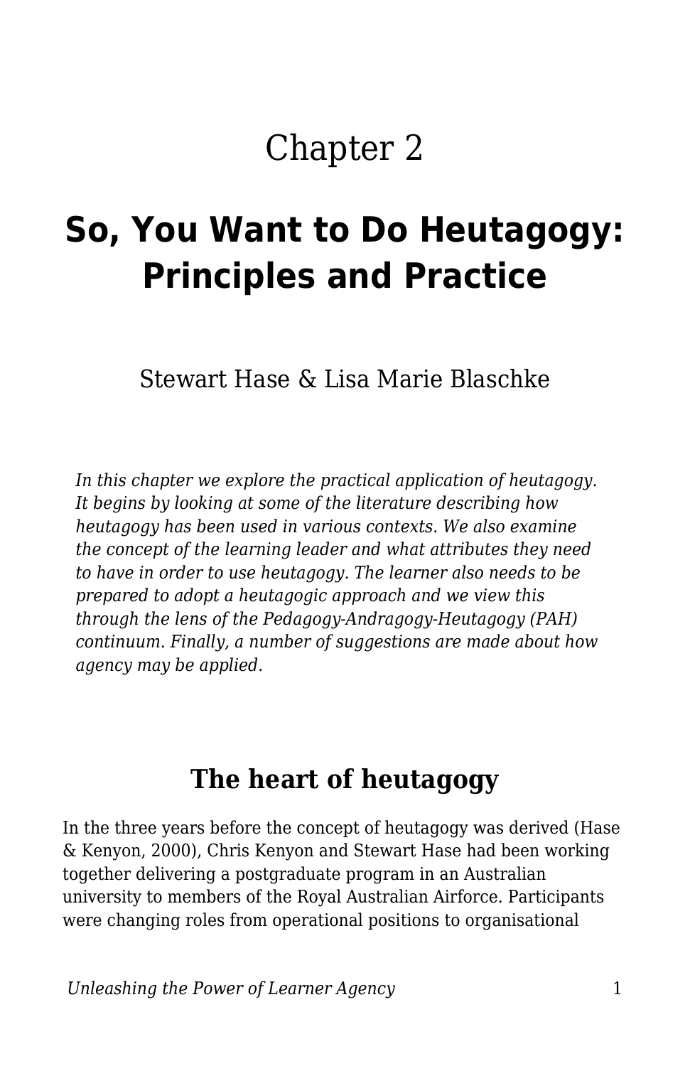# Chapter 2

# So, You Want to Do Heutagogy: Principles and Practice

Stewart Hase & Lisa Marie Blaschke

*In this chapter we explore the practical application of heutagogy. It begins by looking at some of the literature describing how heutagogy has been used in various contexts. We also examine the concept of the learning leader and what attributes they need to have in order to use heutagogy. The learner also needs to be prepared to adopt a heutagogic approach and we view this through the lens of the Pedagogy-Andragogy-Heutagogy (PAH) continuum. Finally, a number of suggestions are made about how agency may be applied.*

## The heart of heutagogy

In the three years before the concept of heutagogy was derived (Hase & Kenyon, 2000), Chris Kenyon and Stewart Hase had been working together delivering a postgraduate program in an Australian university to members of the Royal Australian Airforce. Participants were changing roles from operational positions to organisational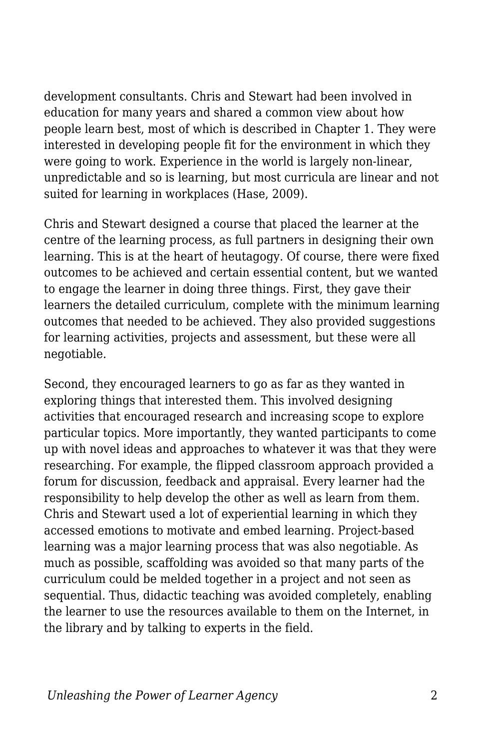development consultants. Chris and Stewart had been involved in education for many years and shared a common view about how people learn best, most of which is described in Chapter 1. They were interested in developing people fit for the environment in which they were going to work. Experience in the world is largely non-linear, unpredictable and so is learning, but most curricula are linear and not suited for learning in workplaces (Hase, 2009).

Chris and Stewart designed a course that placed the learner at the centre of the learning process, as full partners in designing their own learning. This is at the heart of heutagogy. Of course, there were fixed outcomes to be achieved and certain essential content, but we wanted to engage the learner in doing three things. First, they gave their learners the detailed curriculum, complete with the minimum learning outcomes that needed to be achieved. They also provided suggestions for learning activities, projects and assessment, but these were all negotiable.

Second, they encouraged learners to go as far as they wanted in exploring things that interested them. This involved designing activities that encouraged research and increasing scope to explore particular topics. More importantly, they wanted participants to come up with novel ideas and approaches to whatever it was that they were researching. For example, the flipped classroom approach provided a forum for discussion, feedback and appraisal. Every learner had the responsibility to help develop the other as well as learn from them. Chris and Stewart used a lot of experiential learning in which they accessed emotions to motivate and embed learning. Project-based learning was a major learning process that was also negotiable. As much as possible, scaffolding was avoided so that many parts of the curriculum could be melded together in a project and not seen as sequential. Thus, didactic teaching was avoided completely, enabling the learner to use the resources available to them on the Internet, in the library and by talking to experts in the field.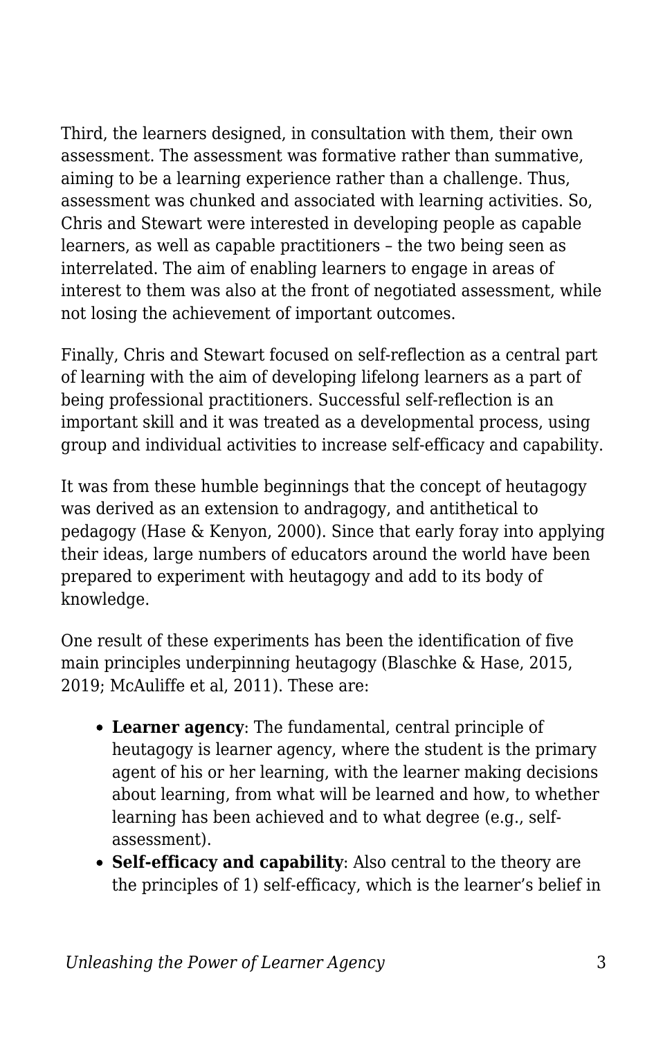Third, the learners designed, in consultation with them, their own assessment. The assessment was formative rather than summative, aiming to be a learning experience rather than a challenge. Thus, assessment was chunked and associated with learning activities. So, Chris and Stewart were interested in developing people as capable learners, as well as capable practitioners – the two being seen as interrelated. The aim of enabling learners to engage in areas of interest to them was also at the front of negotiated assessment, while not losing the achievement of important outcomes.

Finally, Chris and Stewart focused on self-reflection as a central part of learning with the aim of developing lifelong learners as a part of being professional practitioners. Successful self-reflection is an important skill and it was treated as a developmental process, using group and individual activities to increase self-efficacy and capability.

It was from these humble beginnings that the concept of heutagogy was derived as an extension to andragogy, and antithetical to pedagogy (Hase & Kenyon, 2000). Since that early foray into applying their ideas, large numbers of educators around the world have been prepared to experiment with heutagogy and add to its body of knowledge.

One result of these experiments has been the identification of five main principles underpinning heutagogy (Blaschke & Hase, 2015, 2019; McAuliffe et al, 2011). These are:

- **Learner agency**: The fundamental, central principle of heutagogy is learner agency, where the student is the primary agent of his or her learning, with the learner making decisions about learning, from what will be learned and how, to whether learning has been achieved and to what degree (e.g., self-assessment).
- **Self-efficacy and capability**: Also central to the theory are the principles of 1) self-efficacy, which is the learner's belief in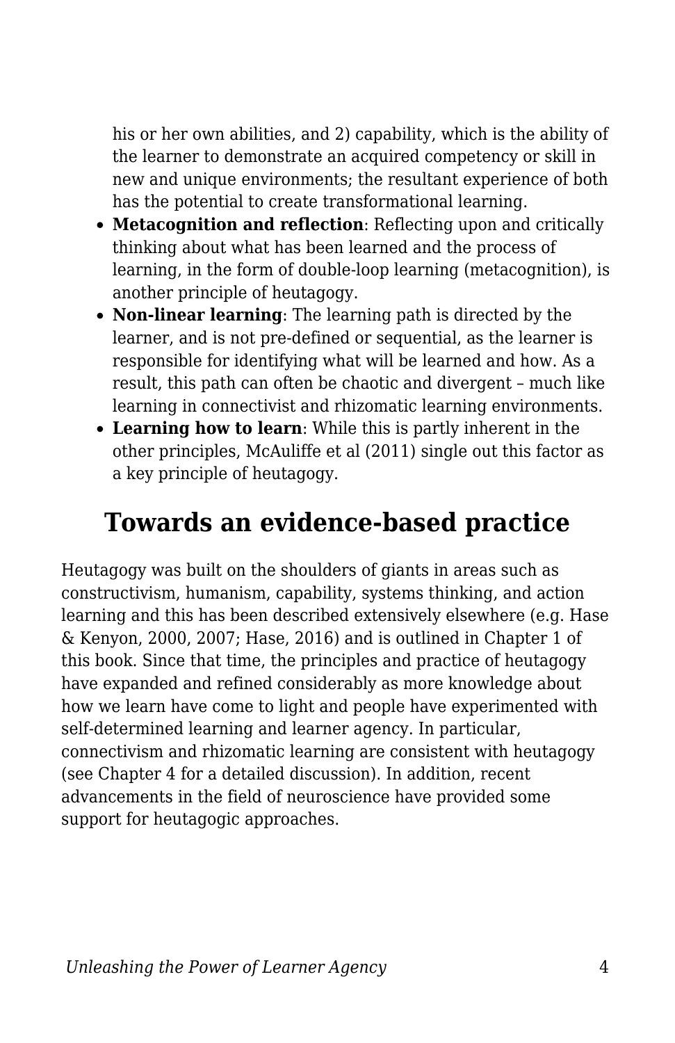his or her own abilities, and 2) capability, which is the ability of the learner to demonstrate an acquired competency or skill in new and unique environments; the resultant experience of both has the potential to create transformational learning.

- **Metacognition and reflection**: Reflecting upon and critically thinking about what has been learned and the process of learning, in the form of double-loop learning (metacognition), is another principle of heutagogy.
- **Non-linear learning**: The learning path is directed by the learner, and is not pre-defined or sequential, as the learner is responsible for identifying what will be learned and how. As a result, this path can often be chaotic and divergent – much like learning in connectivist and rhizomatic learning environments.
- **Learning how to learn**: While this is partly inherent in the other principles, McAuliffe et al (2011) single out this factor as a key principle of heutagogy.

## Towards an evidence-based practice

Heutagogy was built on the shoulders of giants in areas such as constructivism, humanism, capability, systems thinking, and action learning and this has been described extensively elsewhere (e.g. Hase & Kenyon, 2000, 2007; Hase, 2016) and is outlined in Chapter 1 of this book. Since that time, the principles and practice of heutagogy have expanded and refined considerably as more knowledge about how we learn have come to light and people have experimented with self-determined learning and learner agency. In particular, connectivism and rhizomatic learning are consistent with heutagogy (see Chapter 4 for a detailed discussion). In addition, recent advancements in the field of neuroscience have provided some support for heutagogic approaches.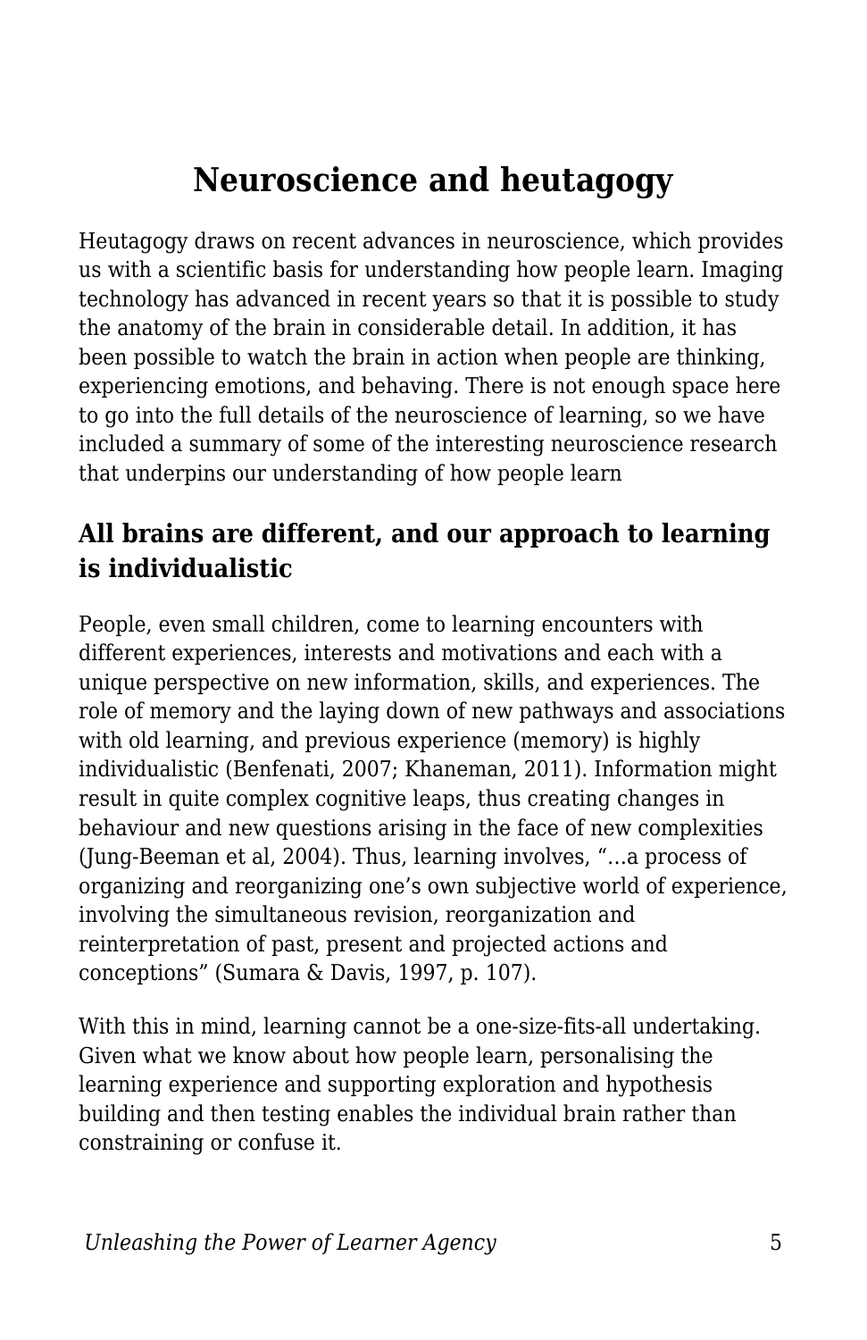# Neuroscience and heutagogy

Heutagogy draws on recent advances in neuroscience, which provides us with a scientific basis for understanding how people learn. Imaging technology has advanced in recent years so that it is possible to study the anatomy of the brain in considerable detail. In addition, it has been possible to watch the brain in action when people are thinking, experiencing emotions, and behaving. There is not enough space here to go into the full details of the neuroscience of learning, so we have included a summary of some of the interesting neuroscience research that underpins our understanding of how people learn

## All brains are different, and our approach to learning is individualistic

People, even small children, come to learning encounters with different experiences, interests and motivations and each with a unique perspective on new information, skills, and experiences. The role of memory and the laying down of new pathways and associations with old learning, and previous experience (memory) is highly individualistic (Benfenati, 2007; Khaneman, 2011). Information might result in quite complex cognitive leaps, thus creating changes in behaviour and new questions arising in the face of new complexities (Jung-Beeman et al, 2004). Thus, learning involves, "…a process of organizing and reorganizing one's own subjective world of experience, involving the simultaneous revision, reorganization and reinterpretation of past, present and projected actions and conceptions" (Sumara & Davis, 1997, p. 107).

With this in mind, learning cannot be a one-size-fits-all undertaking. Given what we know about how people learn, personalising the learning experience and supporting exploration and hypothesis building and then testing enables the individual brain rather than constraining or confuse it.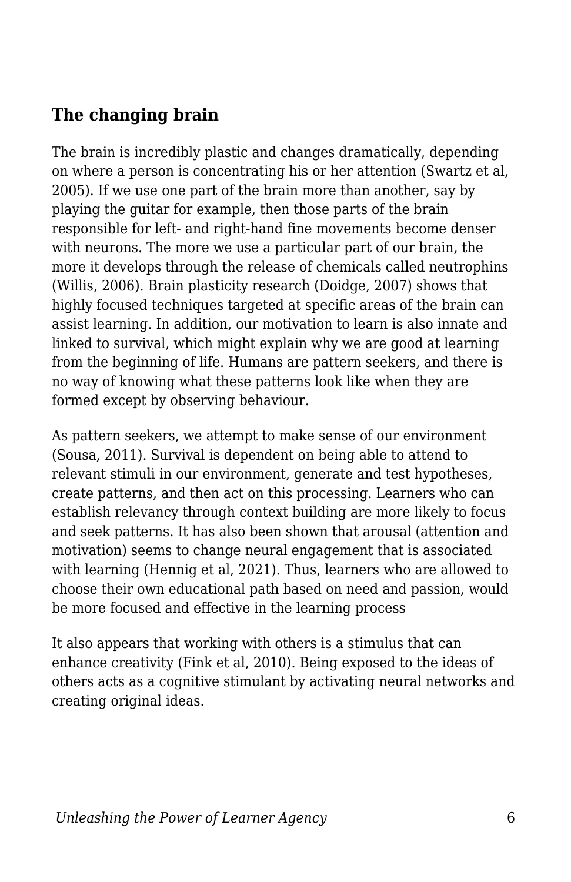## The changing brain

The brain is incredibly plastic and changes dramatically, depending on where a person is concentrating his or her attention (Swartz et al, 2005). If we use one part of the brain more than another, say by playing the guitar for example, then those parts of the brain responsible for left- and right-hand fine movements become denser with neurons. The more we use a particular part of our brain, the more it develops through the release of chemicals called neutrophins (Willis, 2006). Brain plasticity research (Doidge, 2007) shows that highly focused techniques targeted at specific areas of the brain can assist learning. In addition, our motivation to learn is also innate and linked to survival, which might explain why we are good at learning from the beginning of life. Humans are pattern seekers, and there is no way of knowing what these patterns look like when they are formed except by observing behaviour.

As pattern seekers, we attempt to make sense of our environment (Sousa, 2011). Survival is dependent on being able to attend to relevant stimuli in our environment, generate and test hypotheses, create patterns, and then act on this processing. Learners who can establish relevancy through context building are more likely to focus and seek patterns. It has also been shown that arousal (attention and motivation) seems to change neural engagement that is associated with learning (Hennig et al, 2021). Thus, learners who are allowed to choose their own educational path based on need and passion, would be more focused and effective in the learning process

It also appears that working with others is a stimulus that can enhance creativity (Fink et al, 2010). Being exposed to the ideas of others acts as a cognitive stimulant by activating neural networks and creating original ideas.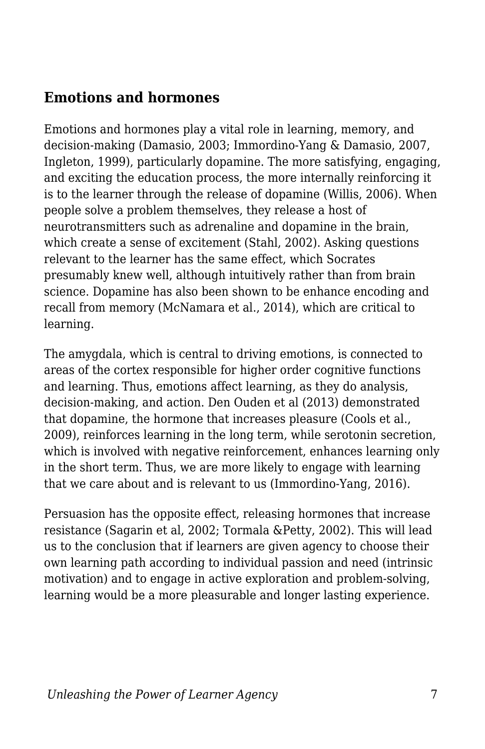## Emotions and hormones

Emotions and hormones play a vital role in learning, memory, and decision-making (Damasio, 2003; Immordino-Yang & Damasio, 2007, Ingleton, 1999), particularly dopamine. The more satisfying, engaging, and exciting the education process, the more internally reinforcing it is to the learner through the release of dopamine (Willis, 2006). When people solve a problem themselves, they release a host of neurotransmitters such as adrenaline and dopamine in the brain, which create a sense of excitement (Stahl, 2002). Asking questions relevant to the learner has the same effect, which Socrates presumably knew well, although intuitively rather than from brain science. Dopamine has also been shown to be enhance encoding and recall from memory (McNamara et al., 2014), which are critical to learning.

The amygdala, which is central to driving emotions, is connected to areas of the cortex responsible for higher order cognitive functions and learning. Thus, emotions affect learning, as they do analysis, decision-making, and action. Den Ouden et al (2013) demonstrated that dopamine, the hormone that increases pleasure (Cools et al., 2009), reinforces learning in the long term, while serotonin secretion, which is involved with negative reinforcement, enhances learning only in the short term. Thus, we are more likely to engage with learning that we care about and is relevant to us (Immordino-Yang, 2016).

Persuasion has the opposite effect, releasing hormones that increase resistance (Sagarin et al, 2002; Tormala &Petty, 2002). This will lead us to the conclusion that if learners are given agency to choose their own learning path according to individual passion and need (intrinsic motivation) and to engage in active exploration and problem-solving, learning would be a more pleasurable and longer lasting experience.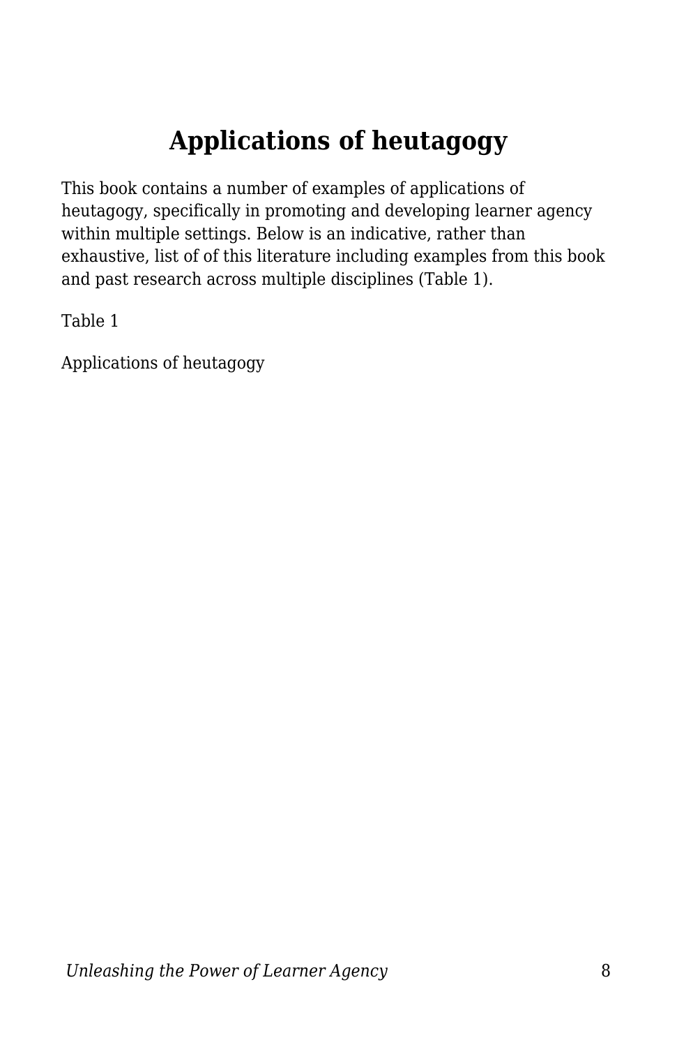# Applications of heutagogy

This book contains a number of examples of applications of heutagogy, specifically in promoting and developing learner agency within multiple settings. Below is an indicative, rather than exhaustive, list of of this literature including examples from this book and past research across multiple disciplines (Table 1).

Table 1

Applications of heutagogy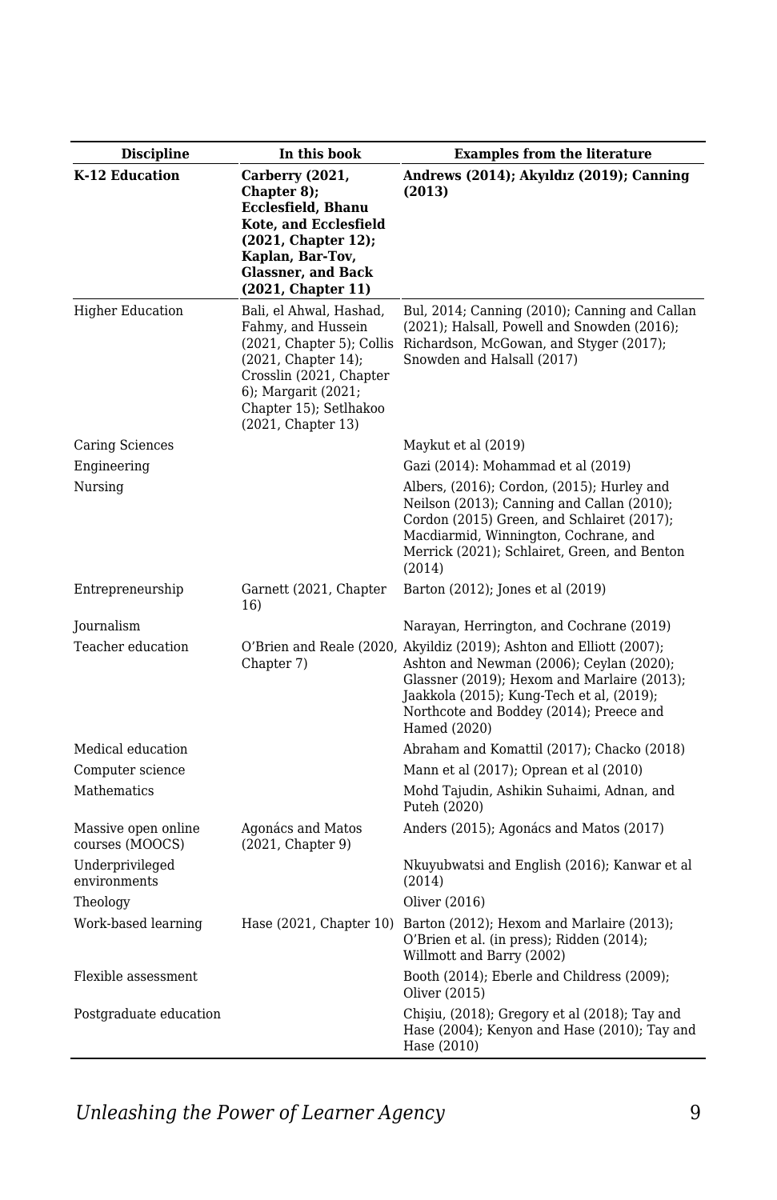| Discipline | In this book | Examples from the literature |
|---|---|---|
| **K-12 Education** | **Carberry (2021, Chapter 8); Ecclesfield, Bhanu Kote, and Ecclesfield (2021, Chapter 12); Kaplan, Bar-Tov, Glassner, and Back (2021, Chapter 11)** | **Andrews (2014); Akyıldız (2019); Canning (2013)** |
| Higher Education | Bali, el Ahwal, Hashad, Fahmy, and Hussein (2021, Chapter 5); Collis (2021, Chapter 14); Crosslin (2021, Chapter 6); Margarit (2021; Chapter 15); Setlhakoo (2021, Chapter 13) | Bul, 2014; Canning (2010); Canning and Callan (2021); Halsall, Powell and Snowden (2016); Richardson, McGowan, and Styger (2017); Snowden and Halsall (2017) |
| Caring Sciences | | Maykut et al (2019) |
| Engineering | | Gazi (2014): Mohammad et al (2019) |
| Nursing | | Albers, (2016); Cordon, (2015); Hurley and Neilson (2013); Canning and Callan (2010); Cordon (2015) Green, and Schlairet (2017); Macdiarmid, Winnington, Cochrane, and Merrick (2021); Schlairet, Green, and Benton (2014) |
| Entrepreneurship | Garnett (2021, Chapter 16) | Barton (2012); Jones et al (2019) |
| Journalism | | Narayan, Herrington, and Cochrane (2019) |
| Teacher education | O'Brien and Reale (2020, Chapter 7) | Akyildiz (2019); Ashton and Elliott (2007); Ashton and Newman (2006); Ceylan (2020); Glassner (2019); Hexom and Marlaire (2013); Jaakkola (2015); Kung-Tech et al, (2019); Northcote and Boddey (2014); Preece and Hamed (2020) |
| Medical education | | Abraham and Komattil (2017); Chacko (2018) |
| Computer science | | Mann et al (2017); Oprean et al (2010) |
| Mathematics | | Mohd Tajudin, Ashikin Suhaimi, Adnan, and Puteh (2020) |
| Massive open online courses (MOOCS) | Agonács and Matos (2021, Chapter 9) | Anders (2015); Agonács and Matos (2017) |
| Underprivileged environments | | Nkuyubwatsi and English (2016); Kanwar et al (2014) |
| Theology | | Oliver (2016) |
| Work-based learning | Hase (2021, Chapter 10) | Barton (2012); Hexom and Marlaire (2013); O'Brien et al. (in press); Ridden (2014); Willmott and Barry (2002) |
| Flexible assessment | | Booth (2014); Eberle and Childress (2009); Oliver (2015) |
| Postgraduate education | | Chişiu, (2018); Gregory et al (2018); Tay and Hase (2004); Kenyon and Hase (2010); Tay and Hase (2010) |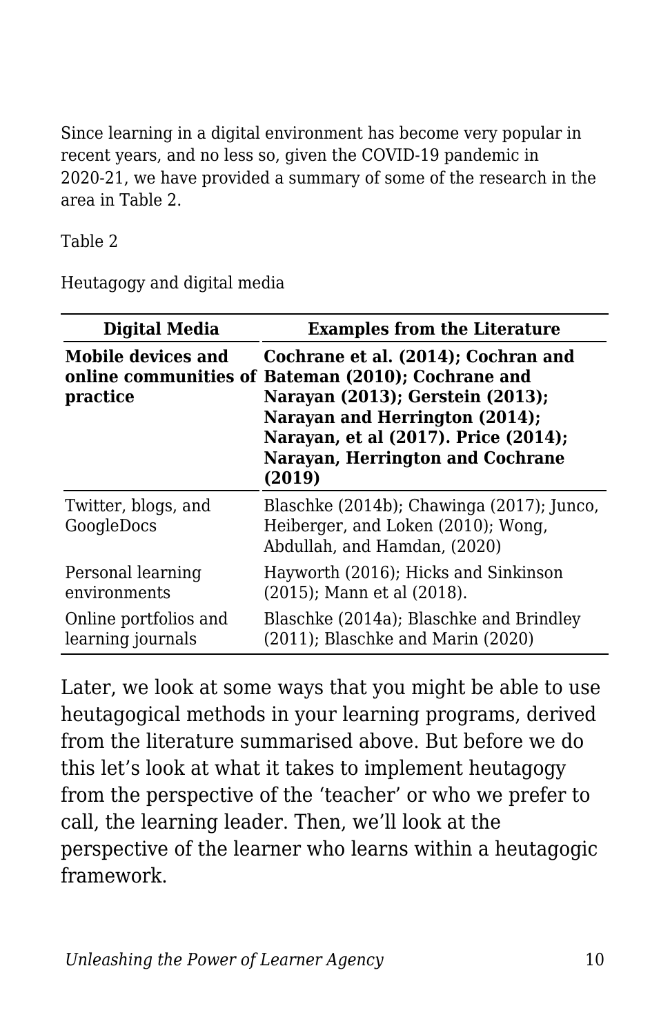Since learning in a digital environment has become very popular in recent years, and no less so, given the COVID-19 pandemic in 2020-21, we have provided a summary of some of the research in the area in Table 2.

Table 2

Heutagogy and digital media

| Digital Media | Examples from the Literature |
|---|---|
| **Mobile devices and online communities of practice** | **Cochrane et al. (2014); Cochran and Bateman (2010); Cochrane and Narayan (2013); Gerstein (2013); Narayan and Herrington (2014); Narayan, et al (2017). Price (2014); Narayan, Herrington and Cochrane (2019)** |
| Twitter, blogs, and GoogleDocs | Blaschke (2014b); Chawinga (2017); Junco, Heiberger, and Loken (2010); Wong, Abdullah, and Hamdan, (2020) |
| Personal learning environments | Hayworth (2016); Hicks and Sinkinson (2015); Mann et al (2018). |
| Online portfolios and learning journals | Blaschke (2014a); Blaschke and Brindley (2011); Blaschke and Marin (2020) |

Later, we look at some ways that you might be able to use heutagogical methods in your learning programs, derived from the literature summarised above. But before we do this let's look at what it takes to implement heutagogy from the perspective of the 'teacher' or who we prefer to call, the learning leader. Then, we'll look at the perspective of the learner who learns within a heutagogic framework.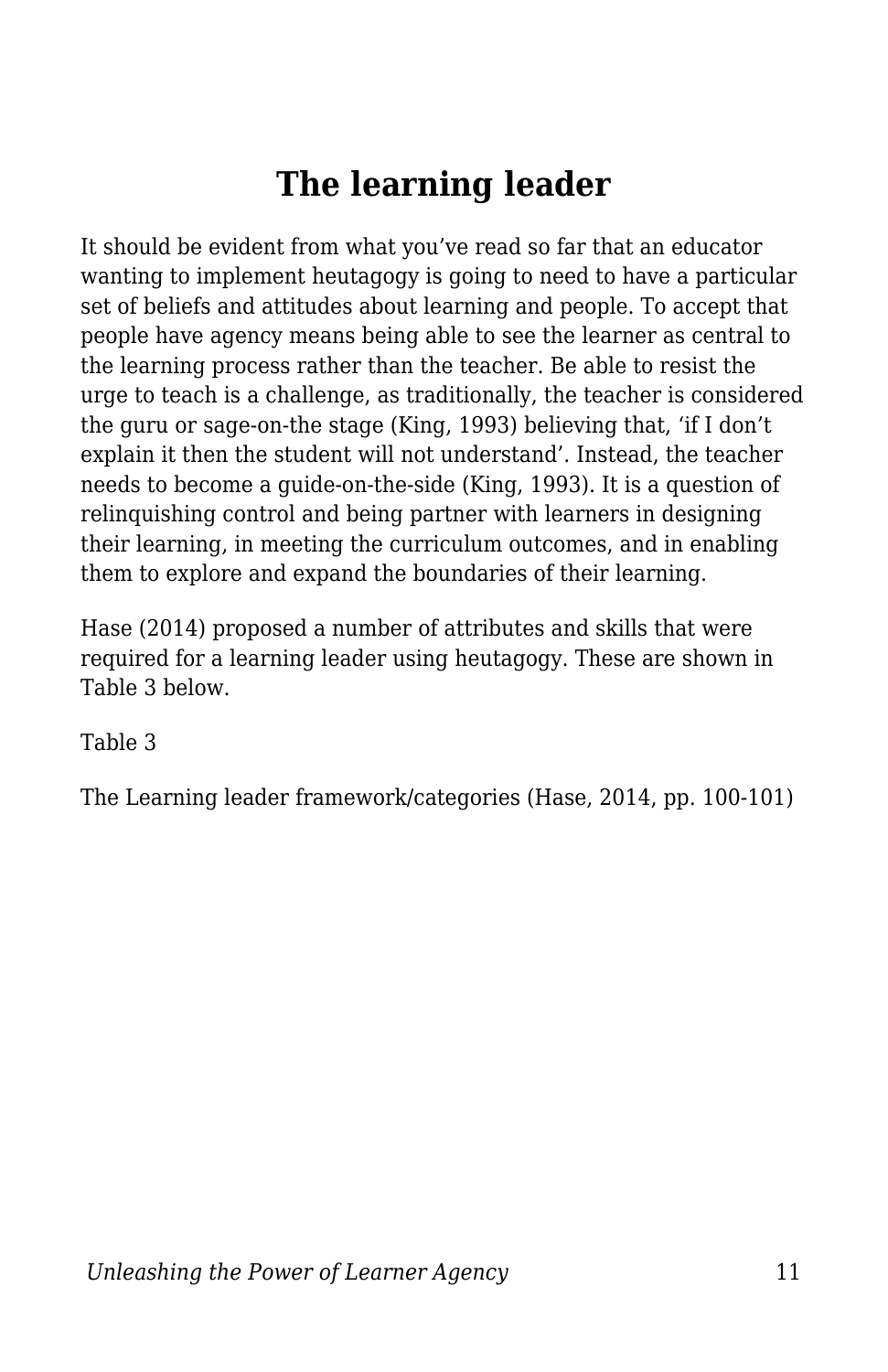# The learning leader

It should be evident from what you've read so far that an educator wanting to implement heutagogy is going to need to have a particular set of beliefs and attitudes about learning and people. To accept that people have agency means being able to see the learner as central to the learning process rather than the teacher. Be able to resist the urge to teach is a challenge, as traditionally, the teacher is considered the guru or sage-on-the stage (King, 1993) believing that, 'if I don't explain it then the student will not understand'. Instead, the teacher needs to become a guide-on-the-side (King, 1993). It is a question of relinquishing control and being partner with learners in designing their learning, in meeting the curriculum outcomes, and in enabling them to explore and expand the boundaries of their learning.

Hase (2014) proposed a number of attributes and skills that were required for a learning leader using heutagogy. These are shown in Table 3 below.

Table 3

The Learning leader framework/categories (Hase, 2014, pp. 100-101)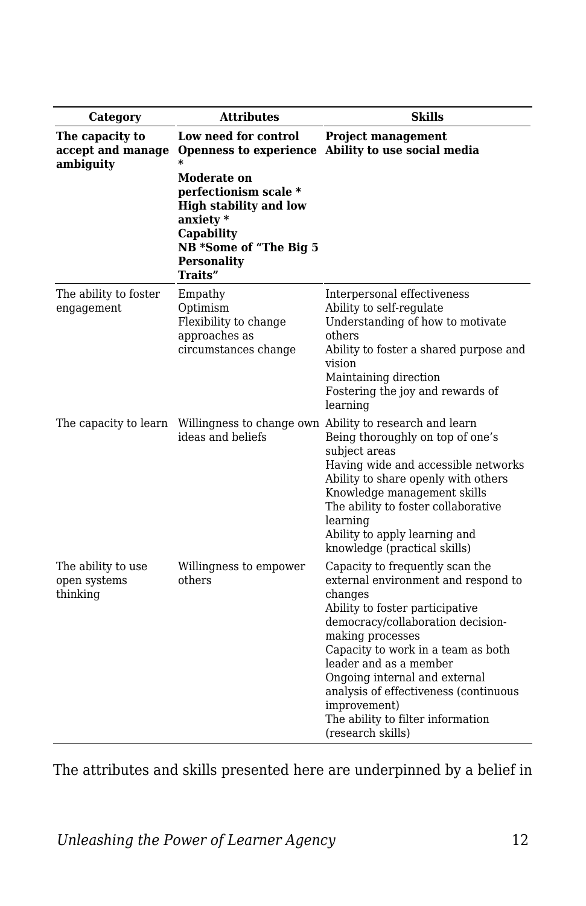| Category | Attributes | Skills |
|---|---|---|
| **The capacity to accept and manage ambiguity** | **Low need for control**<br>**Openness to experience** *<br>**Moderate on perfectionism scale** *<br>**High stability and low anxiety** *<br>**Capability**<br>**NB *Some of "The Big 5 Personality Traits"** | **Project management**<br>**Ability to use social media** |
| The ability to foster engagement | Empathy<br>Optimism<br>Flexibility to change approaches as circumstances change | Interpersonal effectiveness<br>Ability to self-regulate<br>Understanding of how to motivate others<br>Ability to foster a shared purpose and vision<br>Maintaining direction<br>Fostering the joy and rewards of learning |
| The capacity to learn | Willingness to change own ideas and beliefs | Ability to research and learn<br>Being thoroughly on top of one's subject areas<br>Having wide and accessible networks<br>Ability to share openly with others<br>Knowledge management skills<br>The ability to foster collaborative learning<br>Ability to apply learning and knowledge (practical skills) |
| The ability to use open systems thinking | Willingness to empower others | Capacity to frequently scan the external environment and respond to changes<br>Ability to foster participative democracy/collaboration decision-making processes<br>Capacity to work in a team as both leader and as a member<br>Ongoing internal and external analysis of effectiveness (continuous improvement)<br>The ability to filter information (research skills) |

The attributes and skills presented here are underpinned by a belief in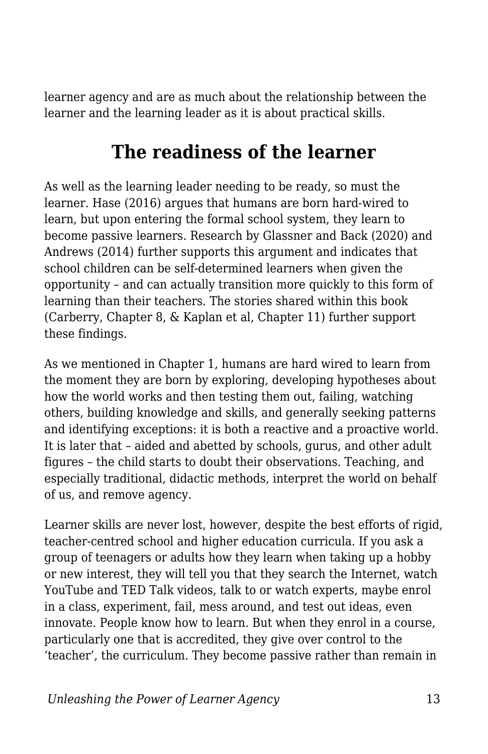learner agency and are as much about the relationship between the learner and the learning leader as it is about practical skills.

## The readiness of the learner

As well as the learning leader needing to be ready, so must the learner. Hase (2016) argues that humans are born hard-wired to learn, but upon entering the formal school system, they learn to become passive learners. Research by Glassner and Back (2020) and Andrews (2014) further supports this argument and indicates that school children can be self-determined learners when given the opportunity – and can actually transition more quickly to this form of learning than their teachers. The stories shared within this book (Carberry, Chapter 8, & Kaplan et al, Chapter 11) further support these findings.

As we mentioned in Chapter 1, humans are hard wired to learn from the moment they are born by exploring, developing hypotheses about how the world works and then testing them out, failing, watching others, building knowledge and skills, and generally seeking patterns and identifying exceptions: it is both a reactive and a proactive world. It is later that – aided and abetted by schools, gurus, and other adult figures – the child starts to doubt their observations. Teaching, and especially traditional, didactic methods, interpret the world on behalf of us, and remove agency.

Learner skills are never lost, however, despite the best efforts of rigid, teacher-centred school and higher education curricula. If you ask a group of teenagers or adults how they learn when taking up a hobby or new interest, they will tell you that they search the Internet, watch YouTube and TED Talk videos, talk to or watch experts, maybe enrol in a class, experiment, fail, mess around, and test out ideas, even innovate. People know how to learn. But when they enrol in a course, particularly one that is accredited, they give over control to the 'teacher', the curriculum. They become passive rather than remain in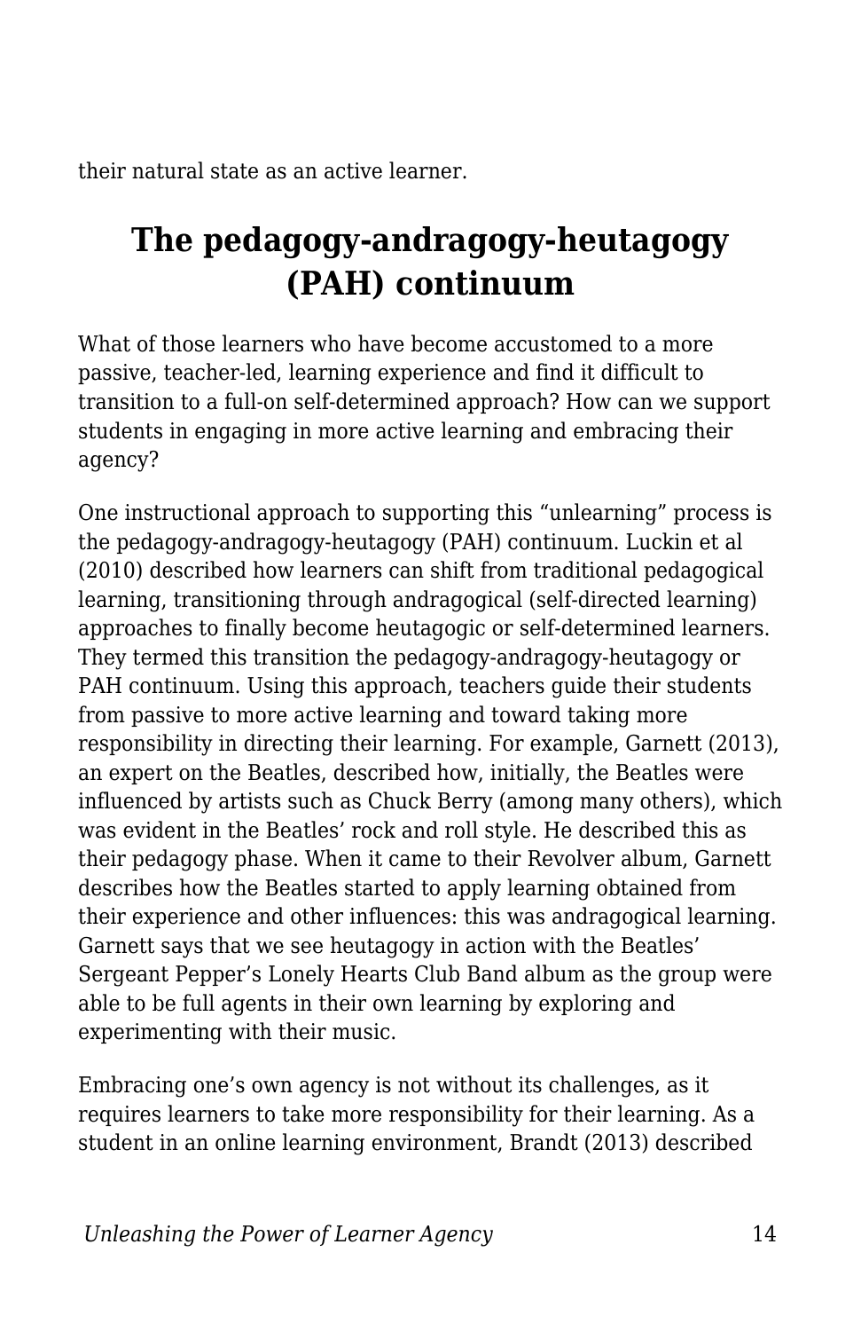their natural state as an active learner.

## The pedagogy-andragogy-heutagogy (PAH) continuum

What of those learners who have become accustomed to a more passive, teacher-led, learning experience and find it difficult to transition to a full-on self-determined approach? How can we support students in engaging in more active learning and embracing their agency?

One instructional approach to supporting this “unlearning” process is the pedagogy-andragogy-heutagogy (PAH) continuum. Luckin et al (2010) described how learners can shift from traditional pedagogical learning, transitioning through andragogical (self-directed learning) approaches to finally become heutagogic or self-determined learners. They termed this transition the pedagogy-andragogy-heutagogy or PAH continuum. Using this approach, teachers guide their students from passive to more active learning and toward taking more responsibility in directing their learning. For example, Garnett (2013), an expert on the Beatles, described how, initially, the Beatles were influenced by artists such as Chuck Berry (among many others), which was evident in the Beatles’ rock and roll style. He described this as their pedagogy phase. When it came to their Revolver album, Garnett describes how the Beatles started to apply learning obtained from their experience and other influences: this was andragogical learning. Garnett says that we see heutagogy in action with the Beatles’ Sergeant Pepper’s Lonely Hearts Club Band album as the group were able to be full agents in their own learning by exploring and experimenting with their music.

Embracing one’s own agency is not without its challenges, as it requires learners to take more responsibility for their learning. As a student in an online learning environment, Brandt (2013) described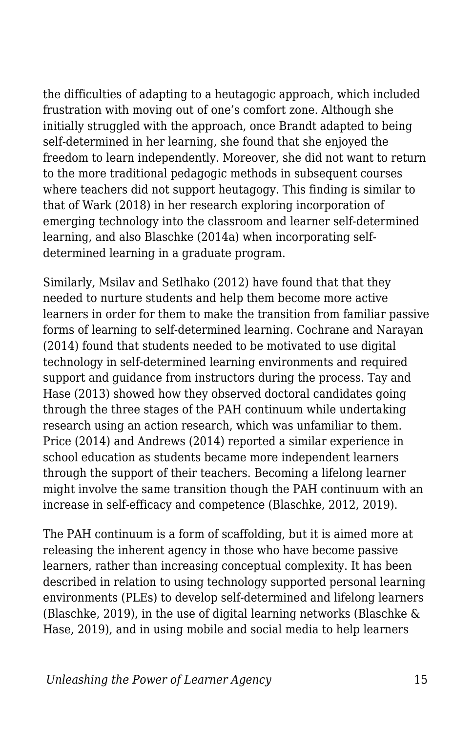the difficulties of adapting to a heutagogic approach, which included frustration with moving out of one's comfort zone. Although she initially struggled with the approach, once Brandt adapted to being self-determined in her learning, she found that she enjoyed the freedom to learn independently. Moreover, she did not want to return to the more traditional pedagogic methods in subsequent courses where teachers did not support heutagogy. This finding is similar to that of Wark (2018) in her research exploring incorporation of emerging technology into the classroom and learner self-determined learning, and also Blaschke (2014a) when incorporating self-determined learning in a graduate program.

Similarly, Msilav and Setlhako (2012) have found that that they needed to nurture students and help them become more active learners in order for them to make the transition from familiar passive forms of learning to self-determined learning. Cochrane and Narayan (2014) found that students needed to be motivated to use digital technology in self-determined learning environments and required support and guidance from instructors during the process. Tay and Hase (2013) showed how they observed doctoral candidates going through the three stages of the PAH continuum while undertaking research using an action research, which was unfamiliar to them. Price (2014) and Andrews (2014) reported a similar experience in school education as students became more independent learners through the support of their teachers. Becoming a lifelong learner might involve the same transition though the PAH continuum with an increase in self-efficacy and competence (Blaschke, 2012, 2019).

The PAH continuum is a form of scaffolding, but it is aimed more at releasing the inherent agency in those who have become passive learners, rather than increasing conceptual complexity. It has been described in relation to using technology supported personal learning environments (PLEs) to develop self-determined and lifelong learners (Blaschke, 2019), in the use of digital learning networks (Blaschke & Hase, 2019), and in using mobile and social media to help learners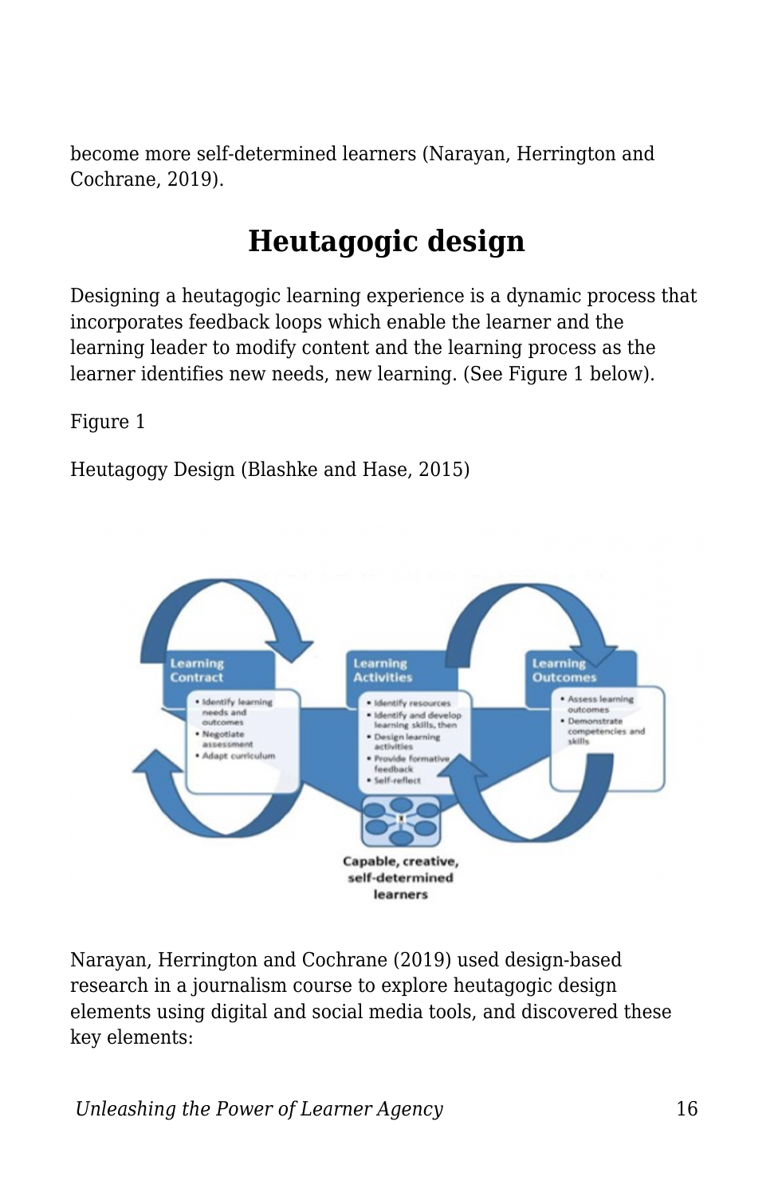become more self-determined learners (Narayan, Herrington and Cochrane, 2019).

## Heutagogic design

Designing a heutagogic learning experience is a dynamic process that incorporates feedback loops which enable the learner and the learning leader to modify content and the learning process as the learner identifies new needs, new learning. (See Figure 1 below).

Figure 1

Heutagogy Design (Blashke and Hase, 2015)

Narayan, Herrington and Cochrane (2019) used design-based research in a journalism course to explore heutagogic design elements using digital and social media tools, and discovered these key elements: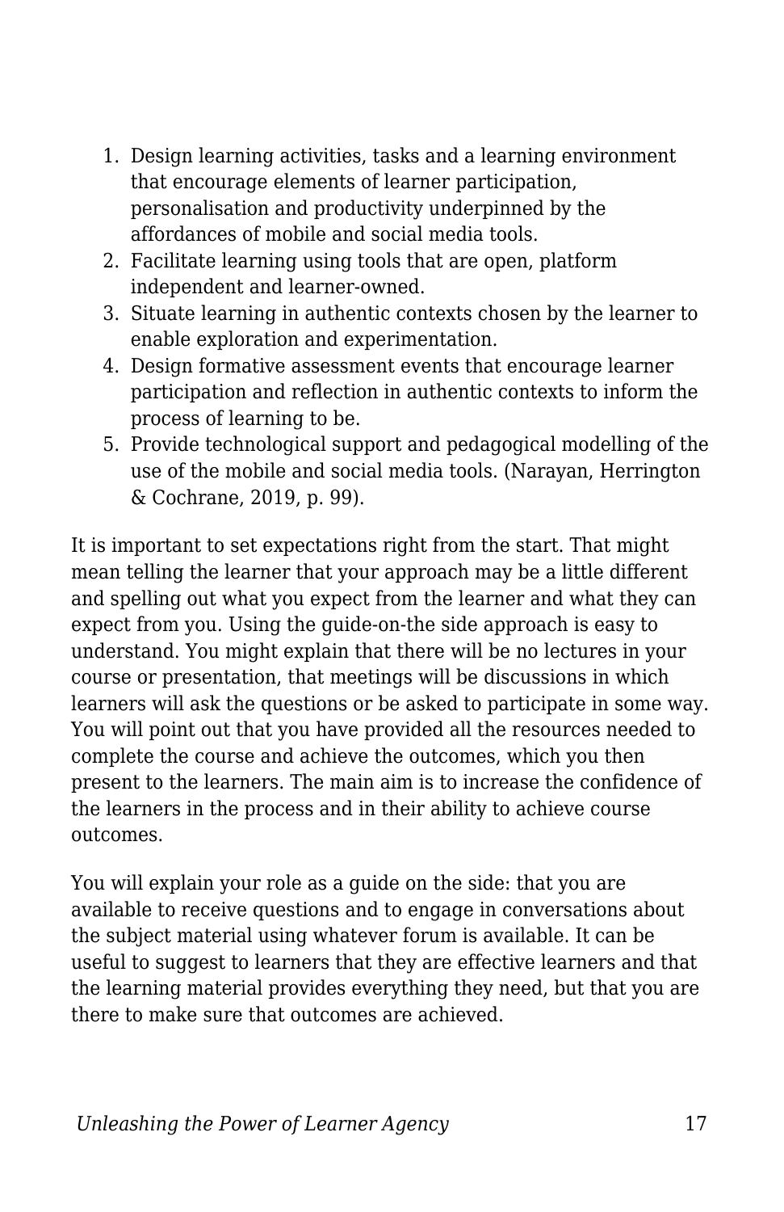1. Design learning activities, tasks and a learning environment that encourage elements of learner participation, personalisation and productivity underpinned by the affordances of mobile and social media tools.
2. Facilitate learning using tools that are open, platform independent and learner-owned.
3. Situate learning in authentic contexts chosen by the learner to enable exploration and experimentation.
4. Design formative assessment events that encourage learner participation and reflection in authentic contexts to inform the process of learning to be.
5. Provide technological support and pedagogical modelling of the use of the mobile and social media tools. (Narayan, Herrington & Cochrane, 2019, p. 99).

It is important to set expectations right from the start. That might mean telling the learner that your approach may be a little different and spelling out what you expect from the learner and what they can expect from you. Using the guide-on-the side approach is easy to understand. You might explain that there will be no lectures in your course or presentation, that meetings will be discussions in which learners will ask the questions or be asked to participate in some way. You will point out that you have provided all the resources needed to complete the course and achieve the outcomes, which you then present to the learners. The main aim is to increase the confidence of the learners in the process and in their ability to achieve course outcomes.

You will explain your role as a guide on the side: that you are available to receive questions and to engage in conversations about the subject material using whatever forum is available. It can be useful to suggest to learners that they are effective learners and that the learning material provides everything they need, but that you are there to make sure that outcomes are achieved.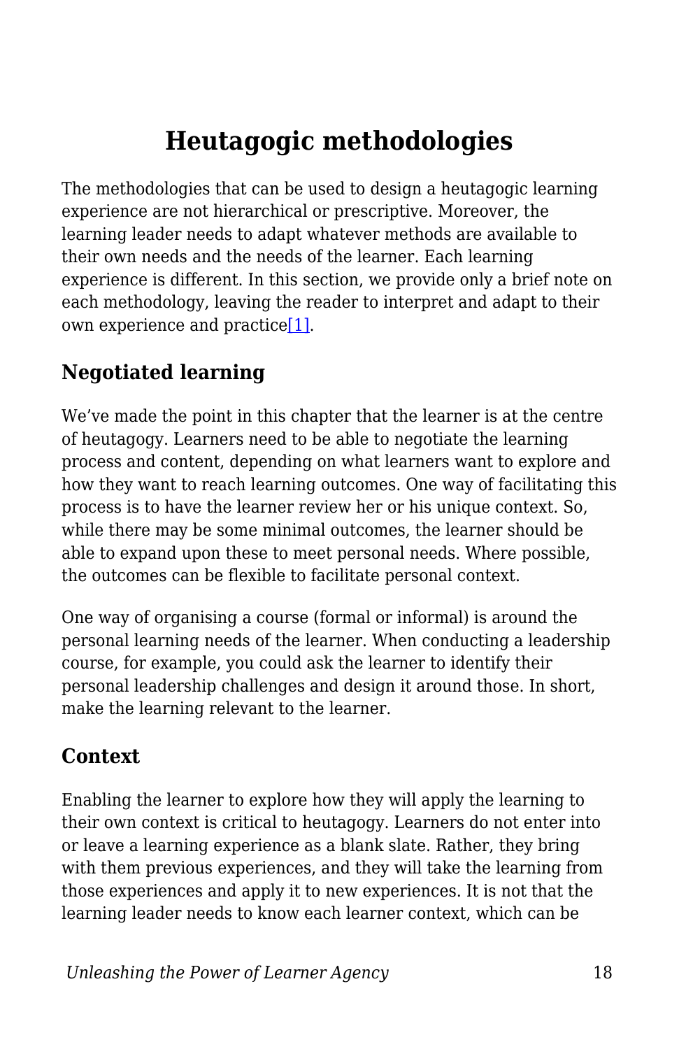# Heutagogic methodologies

The methodologies that can be used to design a heutagogic learning experience are not hierarchical or prescriptive. Moreover, the learning leader needs to adapt whatever methods are available to their own needs and the needs of the learner. Each learning experience is different. In this section, we provide only a brief note on each methodology, leaving the reader to interpret and adapt to their own experience and practice[1].

## Negotiated learning

We've made the point in this chapter that the learner is at the centre of heutagogy. Learners need to be able to negotiate the learning process and content, depending on what learners want to explore and how they want to reach learning outcomes. One way of facilitating this process is to have the learner review her or his unique context. So, while there may be some minimal outcomes, the learner should be able to expand upon these to meet personal needs. Where possible, the outcomes can be flexible to facilitate personal context.

One way of organising a course (formal or informal) is around the personal learning needs of the learner. When conducting a leadership course, for example, you could ask the learner to identify their personal leadership challenges and design it around those. In short, make the learning relevant to the learner.

## Context

Enabling the learner to explore how they will apply the learning to their own context is critical to heutagogy. Learners do not enter into or leave a learning experience as a blank slate. Rather, they bring with them previous experiences, and they will take the learning from those experiences and apply it to new experiences. It is not that the learning leader needs to know each learner context, which can be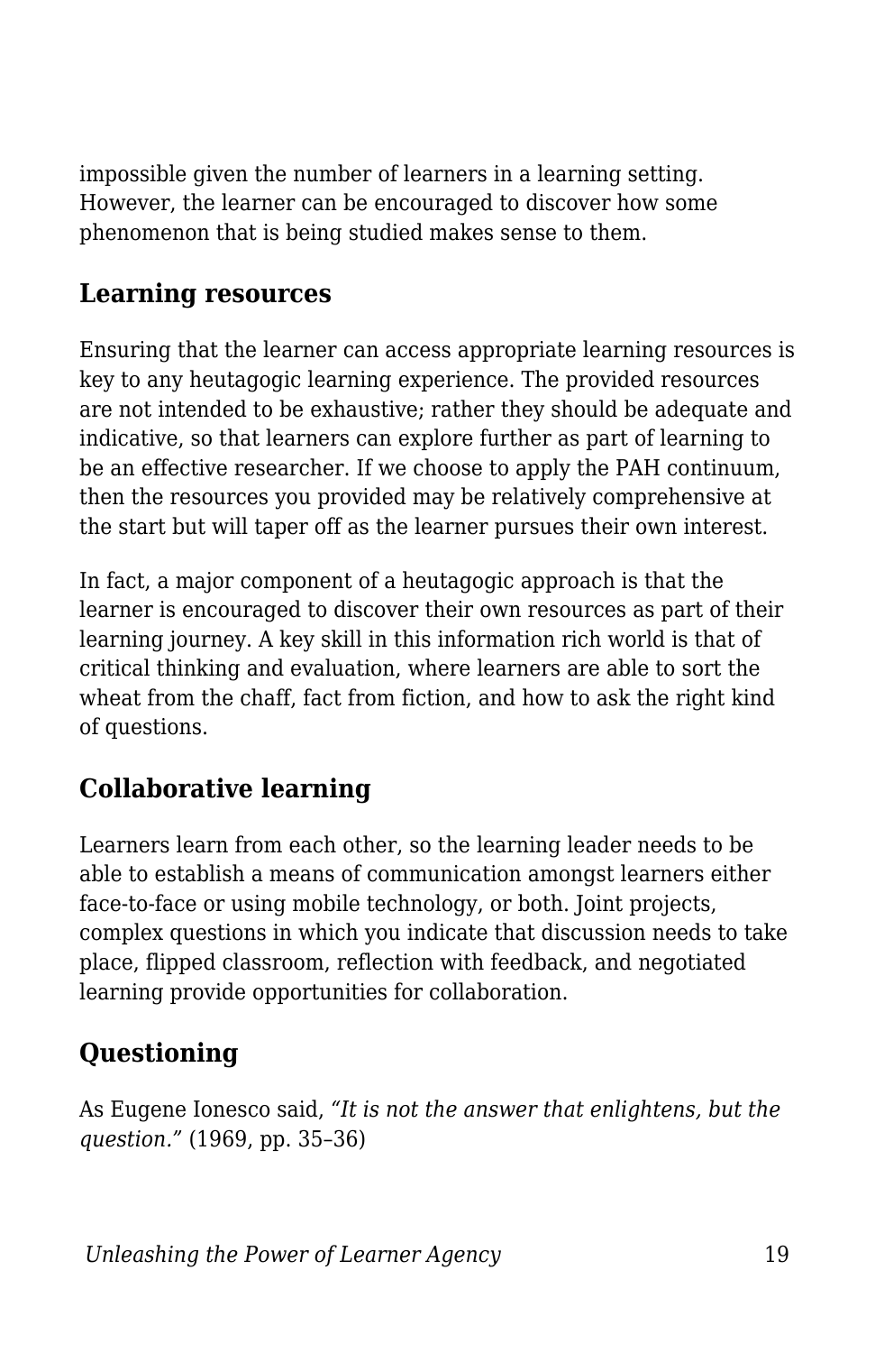impossible given the number of learners in a learning setting. However, the learner can be encouraged to discover how some phenomenon that is being studied makes sense to them.

### Learning resources

Ensuring that the learner can access appropriate learning resources is key to any heutagogic learning experience. The provided resources are not intended to be exhaustive; rather they should be adequate and indicative, so that learners can explore further as part of learning to be an effective researcher. If we choose to apply the PAH continuum, then the resources you provided may be relatively comprehensive at the start but will taper off as the learner pursues their own interest.

In fact, a major component of a heutagogic approach is that the learner is encouraged to discover their own resources as part of their learning journey. A key skill in this information rich world is that of critical thinking and evaluation, where learners are able to sort the wheat from the chaff, fact from fiction, and how to ask the right kind of questions.

### Collaborative learning

Learners learn from each other, so the learning leader needs to be able to establish a means of communication amongst learners either face-to-face or using mobile technology, or both. Joint projects, complex questions in which you indicate that discussion needs to take place, flipped classroom, reflection with feedback, and negotiated learning provide opportunities for collaboration.

### Questioning

As Eugene Ionesco said, *"It is not the answer that enlightens, but the question."* (1969, pp. 35–36)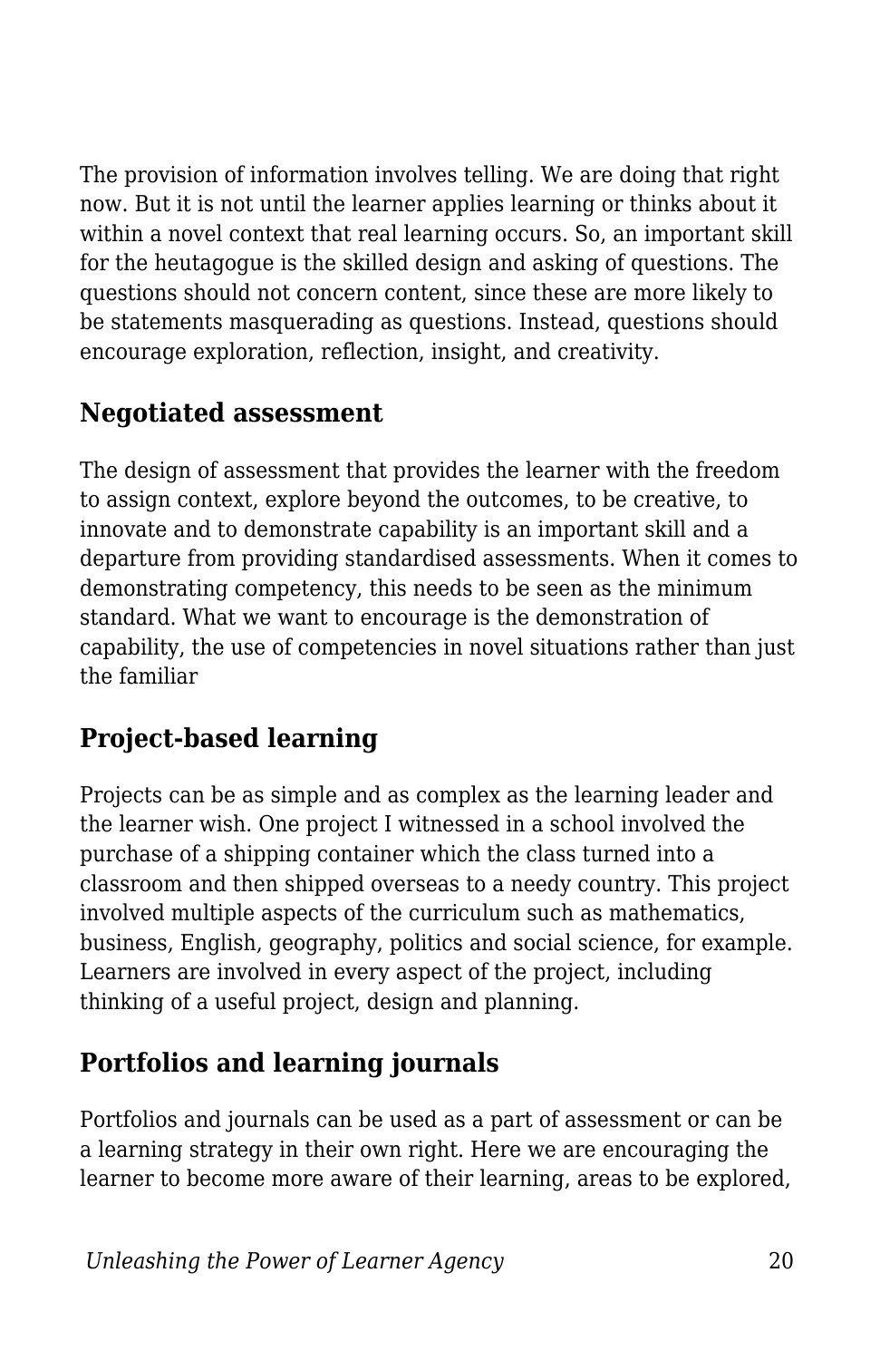The provision of information involves telling. We are doing that right now. But it is not until the learner applies learning or thinks about it within a novel context that real learning occurs. So, an important skill for the heutagogue is the skilled design and asking of questions. The questions should not concern content, since these are more likely to be statements masquerading as questions. Instead, questions should encourage exploration, reflection, insight, and creativity.

## Negotiated assessment

The design of assessment that provides the learner with the freedom to assign context, explore beyond the outcomes, to be creative, to innovate and to demonstrate capability is an important skill and a departure from providing standardised assessments. When it comes to demonstrating competency, this needs to be seen as the minimum standard. What we want to encourage is the demonstration of capability, the use of competencies in novel situations rather than just the familiar

## Project-based learning

Projects can be as simple and as complex as the learning leader and the learner wish. One project I witnessed in a school involved the purchase of a shipping container which the class turned into a classroom and then shipped overseas to a needy country. This project involved multiple aspects of the curriculum such as mathematics, business, English, geography, politics and social science, for example. Learners are involved in every aspect of the project, including thinking of a useful project, design and planning.

## Portfolios and learning journals

Portfolios and journals can be used as a part of assessment or can be a learning strategy in their own right. Here we are encouraging the learner to become more aware of their learning, areas to be explored,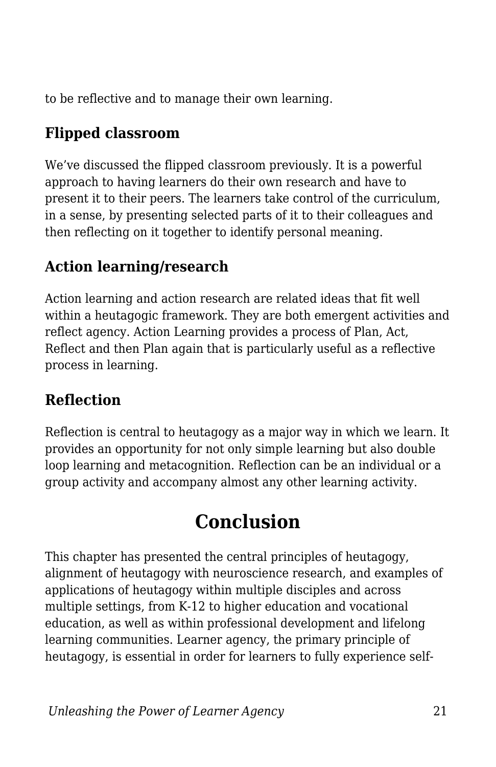to be reflective and to manage their own learning.

### Flipped classroom

We've discussed the flipped classroom previously. It is a powerful approach to having learners do their own research and have to present it to their peers. The learners take control of the curriculum, in a sense, by presenting selected parts of it to their colleagues and then reflecting on it together to identify personal meaning.

### Action learning/research

Action learning and action research are related ideas that fit well within a heutagogic framework. They are both emergent activities and reflect agency. Action Learning provides a process of Plan, Act, Reflect and then Plan again that is particularly useful as a reflective process in learning.

### Reflection

Reflection is central to heutagogy as a major way in which we learn. It provides an opportunity for not only simple learning but also double loop learning and metacognition. Reflection can be an individual or a group activity and accompany almost any other learning activity.

## Conclusion

This chapter has presented the central principles of heutagogy, alignment of heutagogy with neuroscience research, and examples of applications of heutagogy within multiple disciples and across multiple settings, from K-12 to higher education and vocational education, as well as within professional development and lifelong learning communities. Learner agency, the primary principle of heutagogy, is essential in order for learners to fully experience self-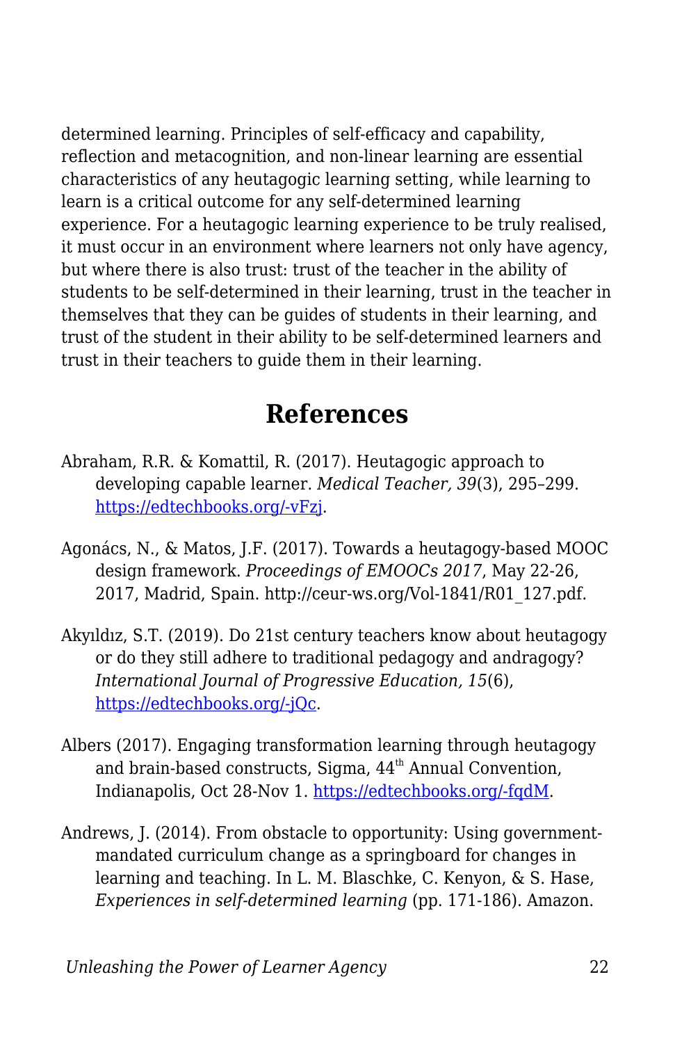determined learning. Principles of self-efficacy and capability, reflection and metacognition, and non-linear learning are essential characteristics of any heutagogic learning setting, while learning to learn is a critical outcome for any self-determined learning experience. For a heutagogic learning experience to be truly realised, it must occur in an environment where learners not only have agency, but where there is also trust: trust of the teacher in the ability of students to be self-determined in their learning, trust in the teacher in themselves that they can be guides of students in their learning, and trust of the student in their ability to be self-determined learners and trust in their teachers to guide them in their learning.

## References

Abraham, R.R. & Komattil, R. (2017). Heutagogic approach to developing capable learner. *Medical Teacher, 39*(3), 295–299. [https://edtechbooks.org/-vFzj](https://edtechbooks.org/-vFzj).

Agonács, N., & Matos, J.F. (2017). Towards a heutagogy-based MOOC design framework. *Proceedings of EMOOCs 2017*, May 22-26, 2017, Madrid, Spain. http://ceur-ws.org/Vol-1841/R01_127.pdf.

Akyıldız, S.T. (2019). Do 21st century teachers know about heutagogy or do they still adhere to traditional pedagogy and andragogy? *International Journal of Progressive Education, 15*(6), [https://edtechbooks.org/-jQc](https://edtechbooks.org/-jQc).

Albers (2017). Engaging transformation learning through heutagogy and brain-based constructs, Sigma, 44th Annual Convention, Indianapolis, Oct 28-Nov 1. [https://edtechbooks.org/-fqdM](https://edtechbooks.org/-fqdM).

Andrews, J. (2014). From obstacle to opportunity: Using government-mandated curriculum change as a springboard for changes in learning and teaching. In L. M. Blaschke, C. Kenyon, & S. Hase, *Experiences in self-determined learning* (pp. 171-186). Amazon.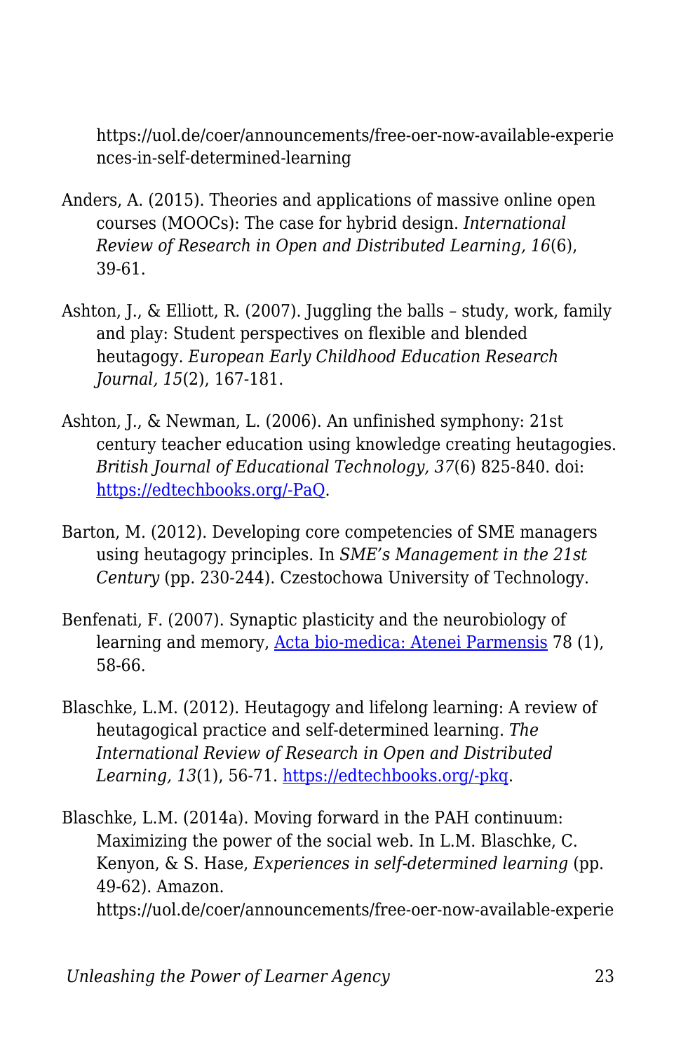https://uol.de/coer/announcements/free-oer-now-available-experiences-in-self-determined-learning

Anders, A. (2015). Theories and applications of massive online open courses (MOOCs): The case for hybrid design. *International Review of Research in Open and Distributed Learning, 16*(6), 39-61.

Ashton, J., & Elliott, R. (2007). Juggling the balls – study, work, family and play: Student perspectives on flexible and blended heutagogy. *European Early Childhood Education Research Journal, 15*(2), 167-181.

Ashton, J., & Newman, L. (2006). An unfinished symphony: 21st century teacher education using knowledge creating heutagogies. *British Journal of Educational Technology, 37*(6) 825-840. doi: [https://edtechbooks.org/-PaQ](https://edtechbooks.org/-PaQ).

Barton, M. (2012). Developing core competencies of SME managers using heutagogy principles. In *SME's Management in the 21st Century* (pp. 230-244). Czestochowa University of Technology.

Benfenati, F. (2007). Synaptic plasticity and the neurobiology of learning and memory, [Acta bio-medica: Atenei Parmensis](Acta bio-medica: Atenei Parmensis) 78 (1), 58-66.

Blaschke, L.M. (2012). Heutagogy and lifelong learning: A review of heutagogical practice and self-determined learning. *The International Review of Research in Open and Distributed Learning, 13*(1), 56-71. [https://edtechbooks.org/-pkq](https://edtechbooks.org/-pkq).

Blaschke, L.M. (2014a). Moving forward in the PAH continuum: Maximizing the power of the social web. In L.M. Blaschke, C. Kenyon, & S. Hase, *Experiences in self-determined learning* (pp. 49-62). Amazon. https://uol.de/coer/announcements/free-oer-now-available-experie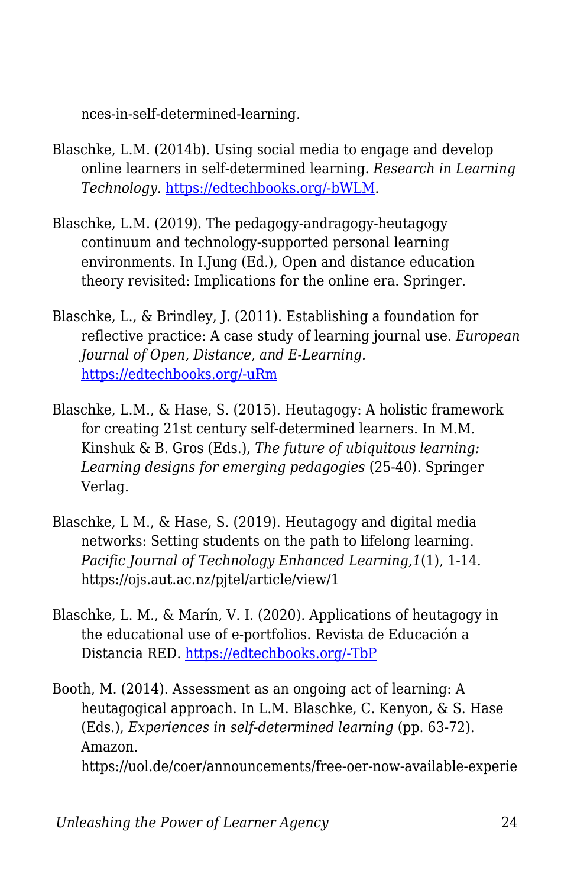nces-in-self-determined-learning.

Blaschke, L.M. (2014b). Using social media to engage and develop online learners in self-determined learning. *Research in Learning Technology*. [https://edtechbooks.org/-bWLM](https://edtechbooks.org/-bWLM).

Blaschke, L.M. (2019). The pedagogy-andragogy-heutagogy continuum and technology-supported personal learning environments. In I.Jung (Ed.), Open and distance education theory revisited: Implications for the online era. Springer.

Blaschke, L., & Brindley, J. (2011). Establishing a foundation for reflective practice: A case study of learning journal use. *European Journal of Open, Distance, and E-Learning.* [https://edtechbooks.org/-uRm](https://edtechbooks.org/-uRm)

Blaschke, L.M., & Hase, S. (2015). Heutagogy: A holistic framework for creating 21st century self-determined learners. In M.M. Kinshuk & B. Gros (Eds.), *The future of ubiquitous learning: Learning designs for emerging pedagogies* (25-40). Springer Verlag.

Blaschke, L M., & Hase, S. (2019). Heutagogy and digital media networks: Setting students on the path to lifelong learning. *Pacific Journal of Technology Enhanced Learning,1*(1), 1-14. https://ojs.aut.ac.nz/pjtel/article/view/1

Blaschke, L. M., & Marín, V. I. (2020). Applications of heutagogy in the educational use of e-portfolios. Revista de Educación a Distancia RED. [https://edtechbooks.org/-TbP](https://edtechbooks.org/-TbP)

Booth, M. (2014). Assessment as an ongoing act of learning: A heutagogical approach. In L.M. Blaschke, C. Kenyon, & S. Hase (Eds.), *Experiences in self-determined learning* (pp. 63-72). Amazon. https://uol.de/coer/announcements/free-oer-now-available-experie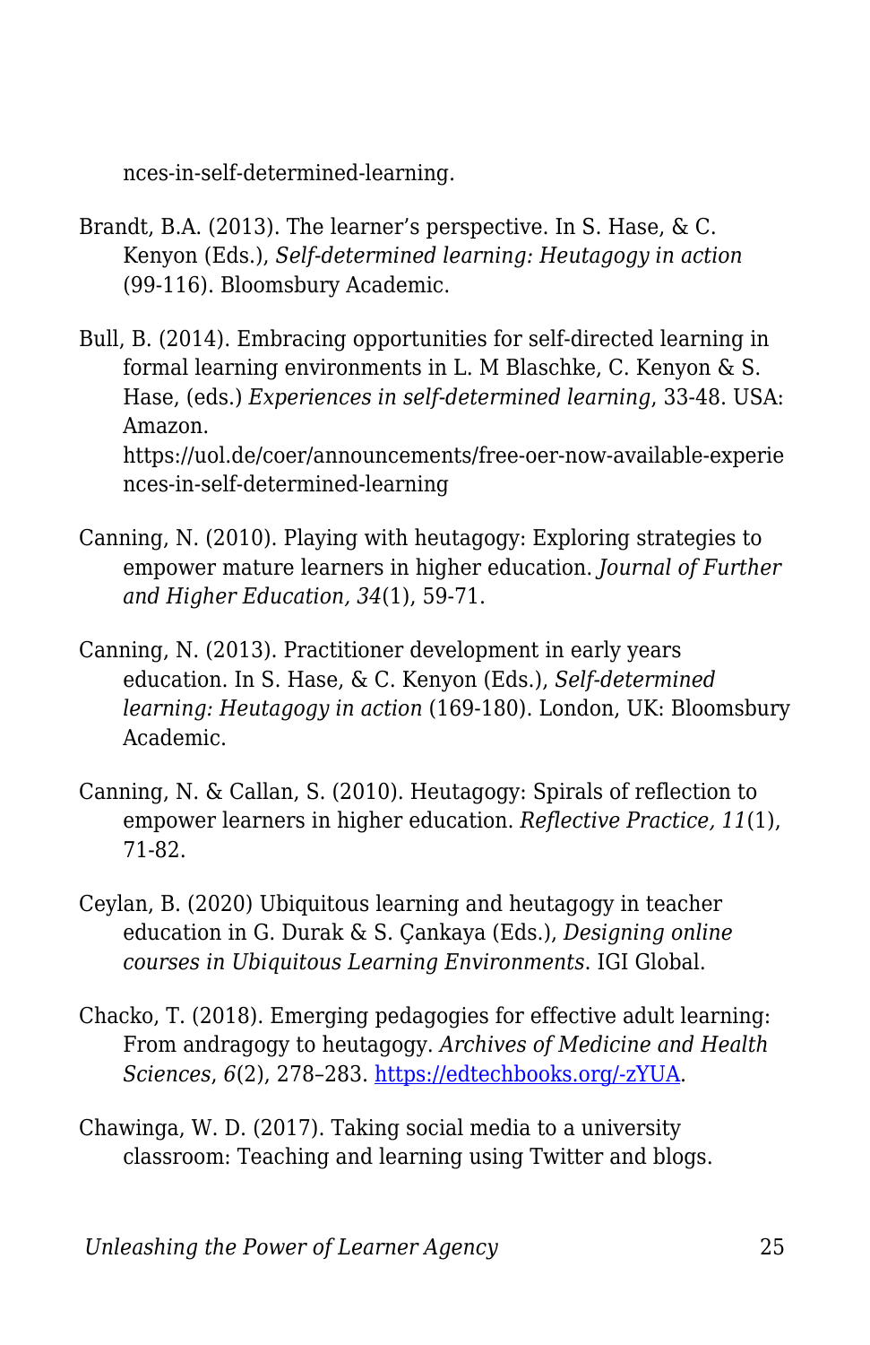nces-in-self-determined-learning.

Brandt, B.A. (2013). The learner's perspective. In S. Hase, & C. Kenyon (Eds.), *Self-determined learning: Heutagogy in action* (99-116). Bloomsbury Academic.

Bull, B. (2014). Embracing opportunities for self-directed learning in formal learning environments in L. M Blaschke, C. Kenyon & S. Hase, (eds.) *Experiences in self-determined learning*, 33-48. USA: Amazon. https://uol.de/coer/announcements/free-oer-now-available-experiences-in-self-determined-learning

Canning, N. (2010). Playing with heutagogy: Exploring strategies to empower mature learners in higher education. *Journal of Further and Higher Education, 34*(1), 59-71.

Canning, N. (2013). Practitioner development in early years education. In S. Hase, & C. Kenyon (Eds.), *Self-determined learning: Heutagogy in action* (169-180). London, UK: Bloomsbury Academic.

Canning, N. & Callan, S. (2010). Heutagogy: Spirals of reflection to empower learners in higher education. *Reflective Practice, 11*(1), 71-82.

Ceylan, B. (2020) Ubiquitous learning and heutagogy in teacher education in G. Durak & S. Çankaya (Eds.), *Designing online courses in Ubiquitous Learning Environments*. IGI Global.

Chacko, T. (2018). Emerging pedagogies for effective adult learning: From andragogy to heutagogy. *Archives of Medicine and Health Sciences*, *6*(2), 278–283. [https://edtechbooks.org/-zYUA](https://edtechbooks.org/-zYUA).

Chawinga, W. D. (2017). Taking social media to a university classroom: Teaching and learning using Twitter and blogs.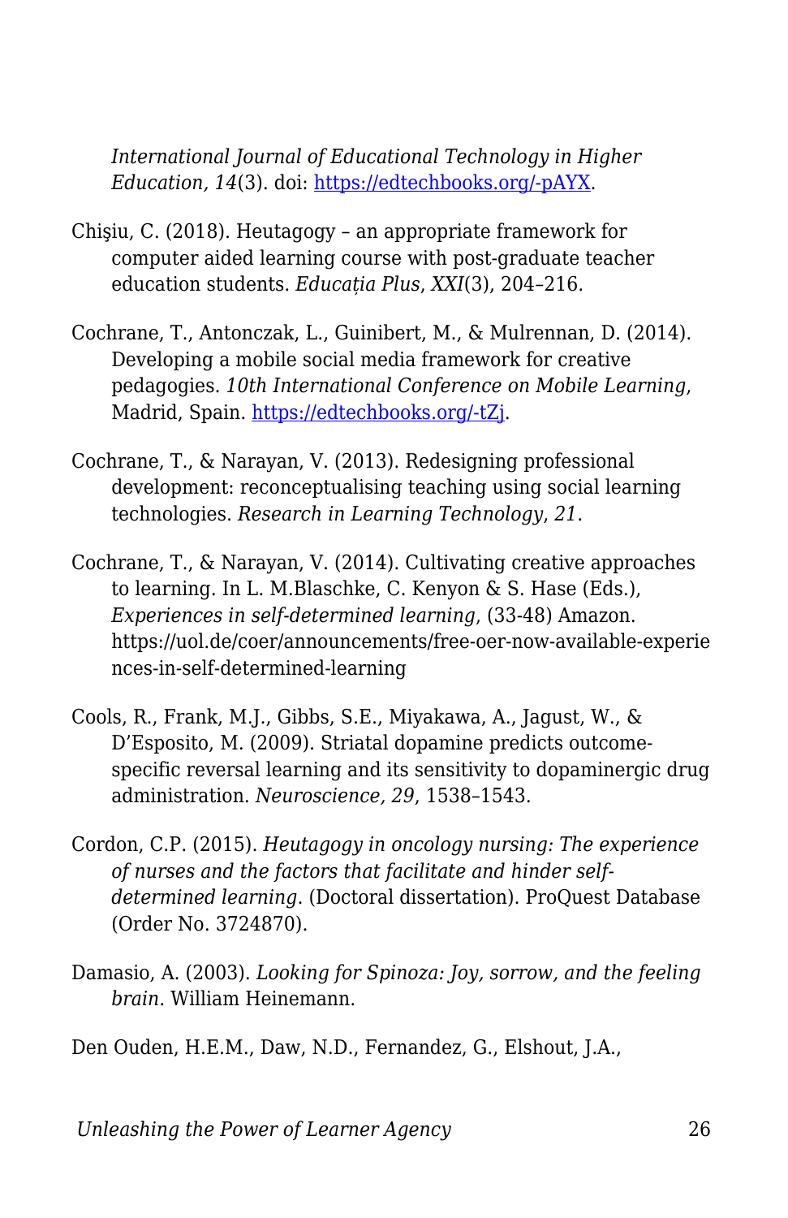*International Journal of Educational Technology in Higher Education, 14*(3). doi: [https://edtechbooks.org/-pAYX](https://edtechbooks.org/-pAYX).

Chişiu, C. (2018). Heutagogy – an appropriate framework for computer aided learning course with post-graduate teacher education students. *Educația Plus*, *XXI*(3), 204–216.

Cochrane, T., Antonczak, L., Guinibert, M., & Mulrennan, D. (2014). Developing a mobile social media framework for creative pedagogies. *10th International Conference on Mobile Learning*, Madrid, Spain. [https://edtechbooks.org/-tZj](https://edtechbooks.org/-tZj).

Cochrane, T., & Narayan, V. (2013). Redesigning professional development: reconceptualising teaching using social learning technologies. *Research in Learning Technology, 21*.

Cochrane, T., & Narayan, V. (2014). Cultivating creative approaches to learning. In L. M.Blaschke, C. Kenyon & S. Hase (Eds.), *Experiences in self-determined learning*, (33-48) Amazon. https://uol.de/coer/announcements/free-oer-now-available-experiences-in-self-determined-learning

Cools, R., Frank, M.J., Gibbs, S.E., Miyakawa, A., Jagust, W., & D'Esposito, M. (2009). Striatal dopamine predicts outcome-specific reversal learning and its sensitivity to dopaminergic drug administration. *Neuroscience, 29*, 1538–1543.

Cordon, C.P. (2015). *Heutagogy in oncology nursing: The experience of nurses and the factors that facilitate and hinder self-determined learning*. (Doctoral dissertation). ProQuest Database (Order No. 3724870).

Damasio, A. (2003). *Looking for Spinoza: Joy, sorrow, and the feeling brain*. William Heinemann.

Den Ouden, H.E.M., Daw, N.D., Fernandez, G., Elshout, J.A.,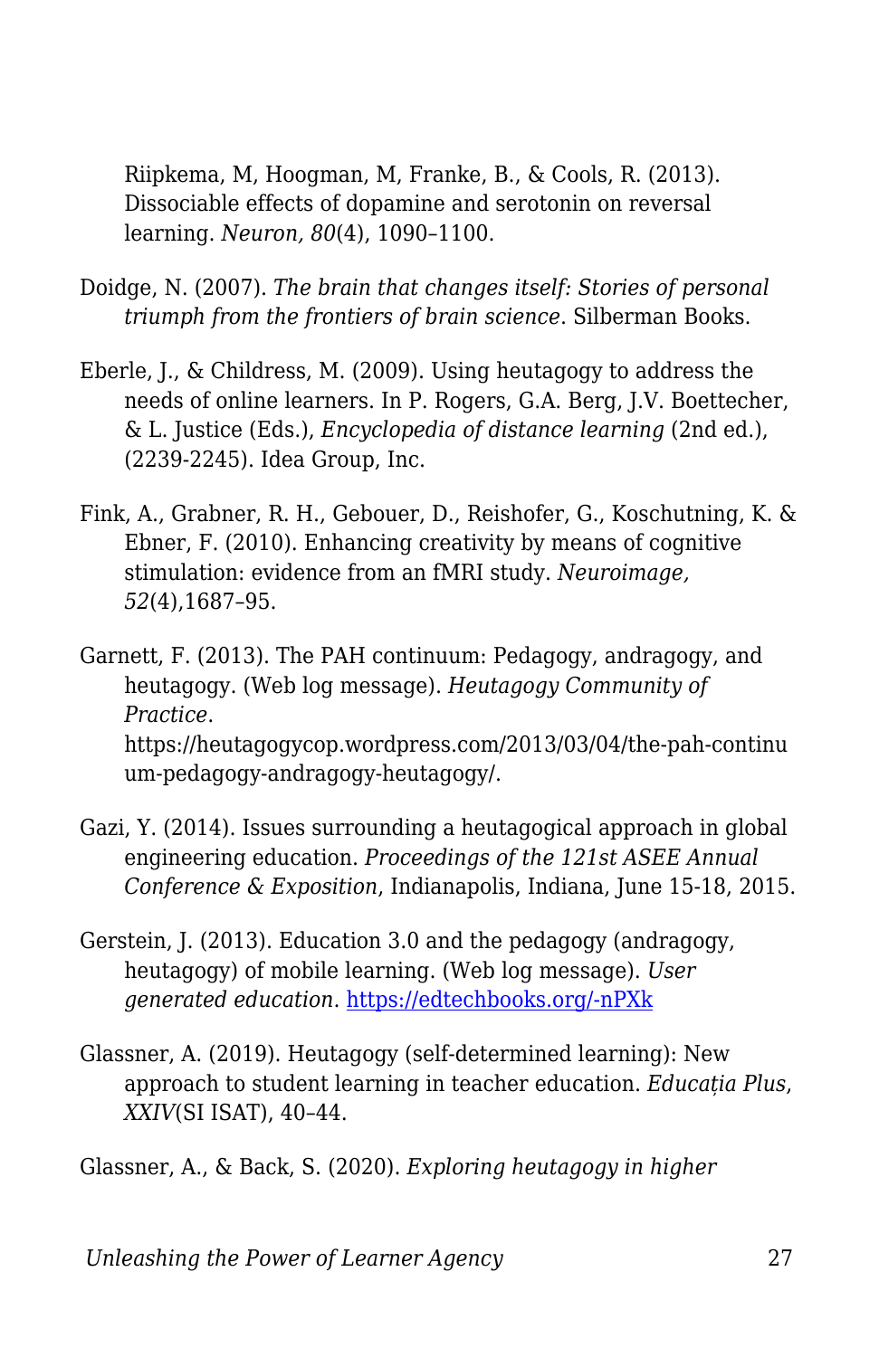Riipkema, M, Hoogman, M, Franke, B., & Cools, R. (2013). Dissociable effects of dopamine and serotonin on reversal learning. *Neuron, 80*(4), 1090–1100.

Doidge, N. (2007). *The brain that changes itself: Stories of personal triumph from the frontiers of brain science*. Silberman Books.

Eberle, J., & Childress, M. (2009). Using heutagogy to address the needs of online learners. In P. Rogers, G.A. Berg, J.V. Boettecher, & L. Justice (Eds.), *Encyclopedia of distance learning* (2nd ed.), (2239-2245). Idea Group, Inc.

Fink, A., Grabner, R. H., Gebouer, D., Reishofer, G., Koschutning, K. & Ebner, F. (2010). Enhancing creativity by means of cognitive stimulation: evidence from an fMRI study. *Neuroimage, 52*(4),1687–95.

Garnett, F. (2013). The PAH continuum: Pedagogy, andragogy, and heutagogy. (Web log message). *Heutagogy Community of Practice*. https://heutagogycop.wordpress.com/2013/03/04/the-pah-continuum-pedagogy-andragogy-heutagogy/.

Gazi, Y. (2014). Issues surrounding a heutagogical approach in global engineering education. *Proceedings of the 121st ASEE Annual Conference & Exposition*, Indianapolis, Indiana, June 15-18, 2015.

Gerstein, J. (2013). Education 3.0 and the pedagogy (andragogy, heutagogy) of mobile learning. (Web log message). *User generated education*. https://edtechbooks.org/-nPXk

Glassner, A. (2019). Heutagogy (self-determined learning): New approach to student learning in teacher education. *Educația Plus, XXIV*(SI ISAT), 40–44.

Glassner, A., & Back, S. (2020). *Exploring heutagogy in higher*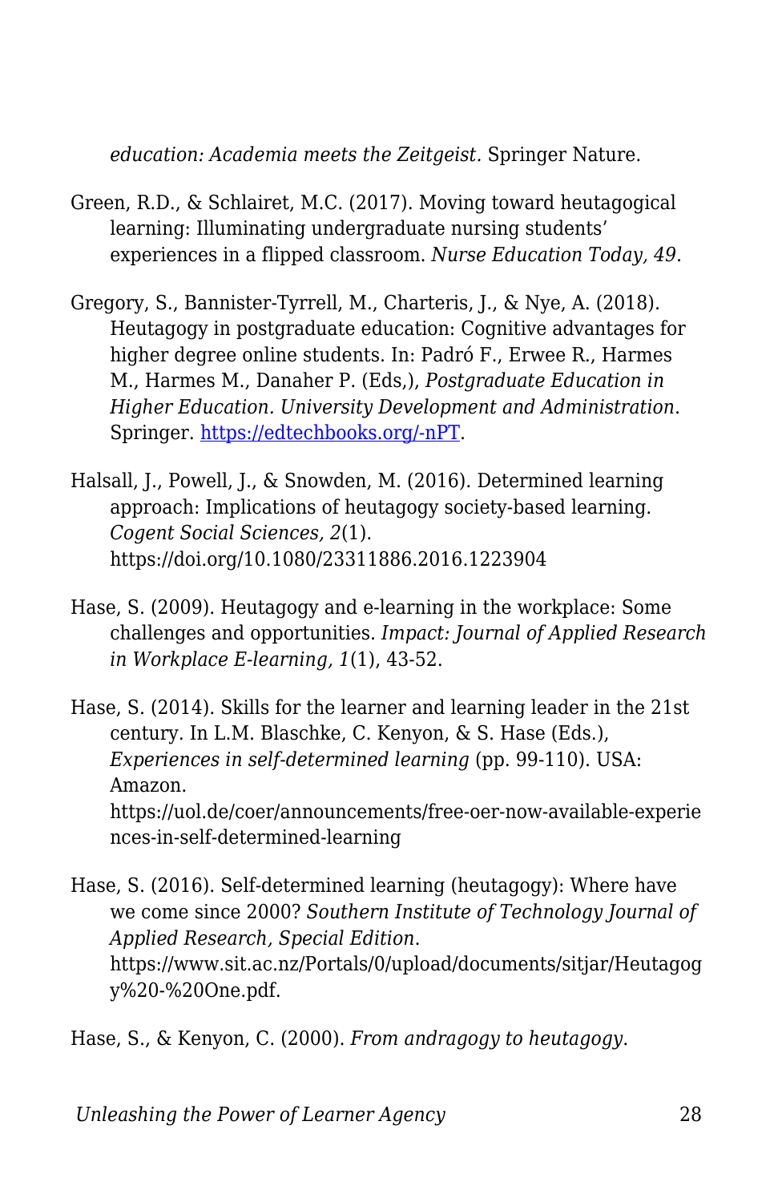*education: Academia meets the Zeitgeist.* Springer Nature.

Green, R.D., & Schlairet, M.C. (2017). Moving toward heutagogical learning: Illuminating undergraduate nursing students' experiences in a flipped classroom. *Nurse Education Today, 49*.

Gregory, S., Bannister-Tyrrell, M., Charteris, J., & Nye, A. (2018). Heutagogy in postgraduate education: Cognitive advantages for higher degree online students. In: Padró F., Erwee R., Harmes M., Harmes M., Danaher P. (Eds,), *Postgraduate Education in Higher Education. University Development and Administration*. Springer. [https://edtechbooks.org/-nPT](https://edtechbooks.org/-nPT).

Halsall, J., Powell, J., & Snowden, M. (2016). Determined learning approach: Implications of heutagogy society-based learning. *Cogent Social Sciences, 2*(1). https://doi.org/10.1080/23311886.2016.1223904

Hase, S. (2009). Heutagogy and e-learning in the workplace: Some challenges and opportunities. *Impact: Journal of Applied Research in Workplace E-learning, 1*(1), 43-52.

Hase, S. (2014). Skills for the learner and learning leader in the 21st century. In L.M. Blaschke, C. Kenyon, & S. Hase (Eds.), *Experiences in self-determined learning* (pp. 99-110). USA: Amazon. https://uol.de/coer/announcements/free-oer-now-available-experiences-in-self-determined-learning

Hase, S. (2016). Self-determined learning (heutagogy): Where have we come since 2000? *Southern Institute of Technology Journal of Applied Research, Special Edition*. https://www.sit.ac.nz/Portals/0/upload/documents/sitjar/Heutagogy%20-%20One.pdf.

Hase, S., & Kenyon, C. (2000). *From andragogy to heutagogy*.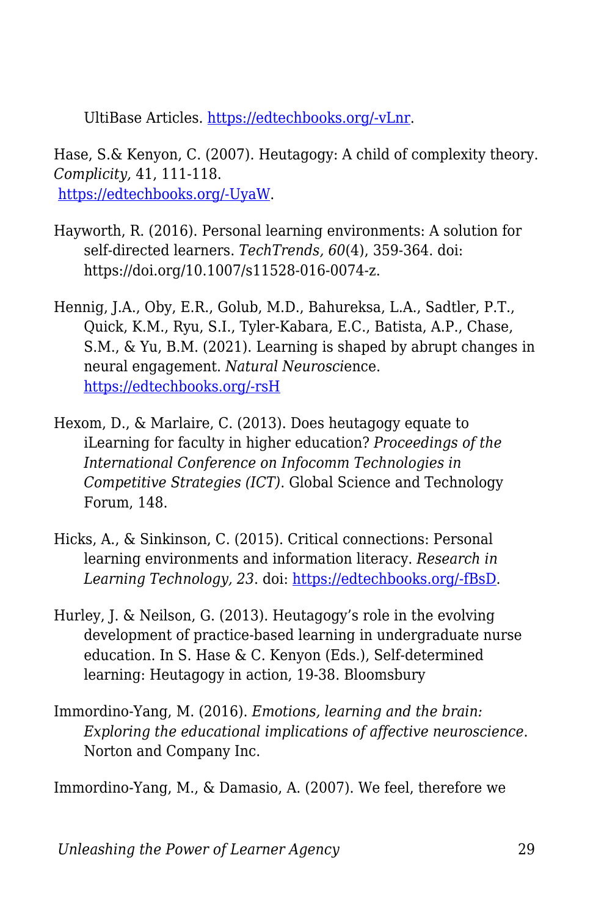UltiBase Articles. https://edtechbooks.org/-vLnr.

Hase, S.& Kenyon, C. (2007). Heutagogy: A child of complexity theory. *Complicity,* 41, 111-118. https://edtechbooks.org/-UyaW.

Hayworth, R. (2016). Personal learning environments: A solution for self-directed learners. *TechTrends, 60*(4), 359-364. doi: https://doi.org/10.1007/s11528-016-0074-z.

Hennig, J.A., Oby, E.R., Golub, M.D., Bahureksa, L.A., Sadtler, P.T., Quick, K.M., Ryu, S.I., Tyler-Kabara, E.C., Batista, A.P., Chase, S.M., & Yu, B.M. (2021). Learning is shaped by abrupt changes in neural engagement. *Natural Neurosci*ence. https://edtechbooks.org/-rsH

Hexom, D., & Marlaire, C. (2013). Does heutagogy equate to iLearning for faculty in higher education? *Proceedings of the International Conference on Infocomm Technologies in Competitive Strategies (ICT)*. Global Science and Technology Forum, 148.

Hicks, A., & Sinkinson, C. (2015). Critical connections: Personal learning environments and information literacy. *Research in Learning Technology, 23*. doi: https://edtechbooks.org/-fBsD.

Hurley, J. & Neilson, G. (2013). Heutagogy's role in the evolving development of practice-based learning in undergraduate nurse education. In S. Hase & C. Kenyon (Eds.), Self-determined learning: Heutagogy in action, 19-38. Bloomsbury

Immordino-Yang, M. (2016). *Emotions, learning and the brain: Exploring the educational implications of affective neuroscience*. Norton and Company Inc.

Immordino-Yang, M., & Damasio, A. (2007). We feel, therefore we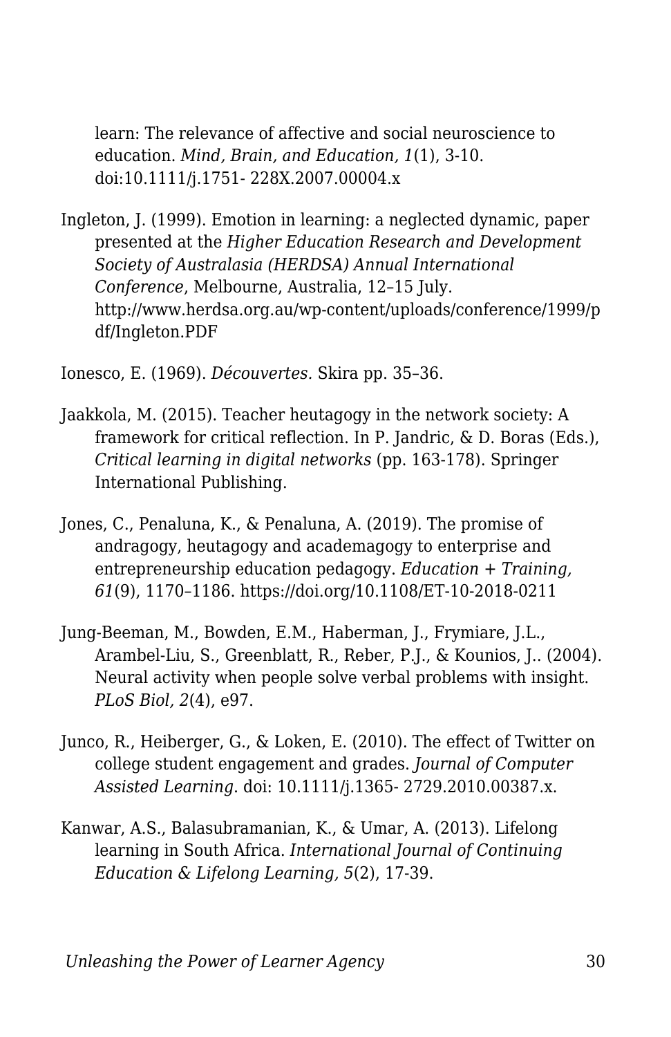learn: The relevance of affective and social neuroscience to education. *Mind, Brain, and Education, 1*(1), 3-10. doi:10.1111/j.1751- 228X.2007.00004.x

Ingleton, J. (1999). Emotion in learning: a neglected dynamic, paper presented at the *Higher Education Research and Development Society of Australasia (HERDSA) Annual International Conference*, Melbourne, Australia, 12–15 July. http://www.herdsa.org.au/wp-content/uploads/conference/1999/pdf/Ingleton.PDF

Ionesco, E. (1969). *Découvertes.* Skira pp. 35–36.

Jaakkola, M. (2015). Teacher heutagogy in the network society: A framework for critical reflection. In P. Jandric, & D. Boras (Eds.), *Critical learning in digital networks* (pp. 163-178). Springer International Publishing.

Jones, C., Penaluna, K., & Penaluna, A. (2019). The promise of andragogy, heutagogy and academagogy to enterprise and entrepreneurship education pedagogy. *Education + Training, 61*(9), 1170–1186. https://doi.org/10.1108/ET-10-2018-0211

Jung-Beeman, M., Bowden, E.M., Haberman, J., Frymiare, J.L., Arambel-Liu, S., Greenblatt, R., Reber, P.J., & Kounios, J.. (2004). Neural activity when people solve verbal problems with insight. *PLoS Biol, 2*(4), e97.

Junco, R., Heiberger, G., & Loken, E. (2010). The effect of Twitter on college student engagement and grades. *Journal of Computer Assisted Learning.* doi: 10.1111/j.1365- 2729.2010.00387.x.

Kanwar, A.S., Balasubramanian, K., & Umar, A. (2013). Lifelong learning in South Africa. *International Journal of Continuing Education & Lifelong Learning, 5*(2), 17-39.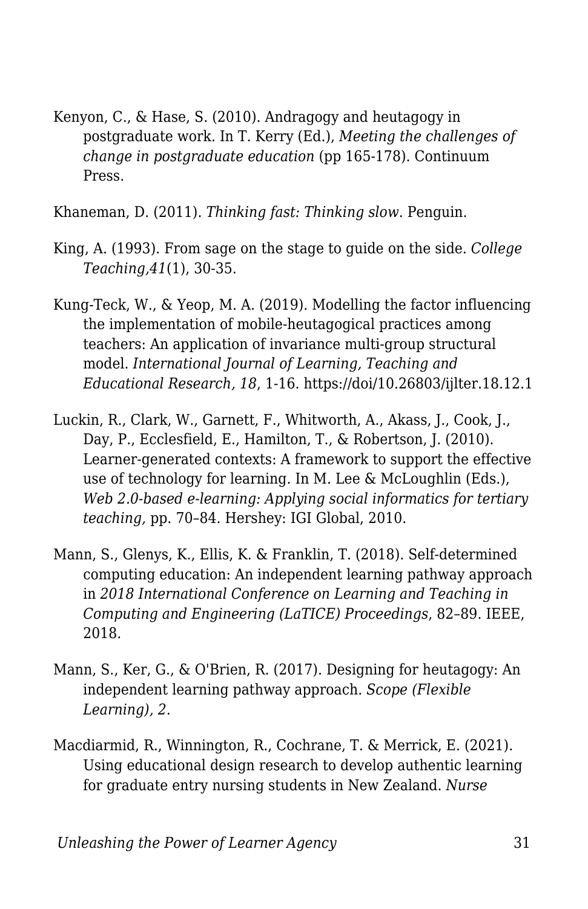Kenyon, C., & Hase, S. (2010). Andragogy and heutagogy in postgraduate work. In T. Kerry (Ed.), *Meeting the challenges of change in postgraduate education* (pp 165-178). Continuum Press.

Khaneman, D. (2011). *Thinking fast: Thinking slow*. Penguin.

King, A. (1993). From sage on the stage to guide on the side. *College Teaching,41*(1), 30-35.

Kung-Teck, W., & Yeop, M. A. (2019). Modelling the factor influencing the implementation of mobile-heutagogical practices among teachers: An application of invariance multi-group structural model. *International Journal of Learning, Teaching and Educational Research, 18*, 1-16. https://doi/10.26803/ijlter.18.12.1

Luckin, R., Clark, W., Garnett, F., Whitworth, A., Akass, J., Cook, J., Day, P., Ecclesfield, E., Hamilton, T., & Robertson, J. (2010). Learner-generated contexts: A framework to support the effective use of technology for learning. In M. Lee & McLoughlin (Eds.), *Web 2.0-based e-learning: Applying social informatics for tertiary teaching,* pp. 70–84. Hershey: IGI Global, 2010.

Mann, S., Glenys, K., Ellis, K. & Franklin, T. (2018). Self-determined computing education: An independent learning pathway approach in *2018 International Conference on Learning and Teaching in Computing and Engineering (LaTICE) Proceedings*, 82–89. IEEE, 2018.

Mann, S., Ker, G., & O'Brien, R. (2017). Designing for heutagogy: An independent learning pathway approach. *Scope (Flexible Learning), 2*.

Macdiarmid, R., Winnington, R., Cochrane, T. & Merrick, E. (2021). Using educational design research to develop authentic learning for graduate entry nursing students in New Zealand. *Nurse*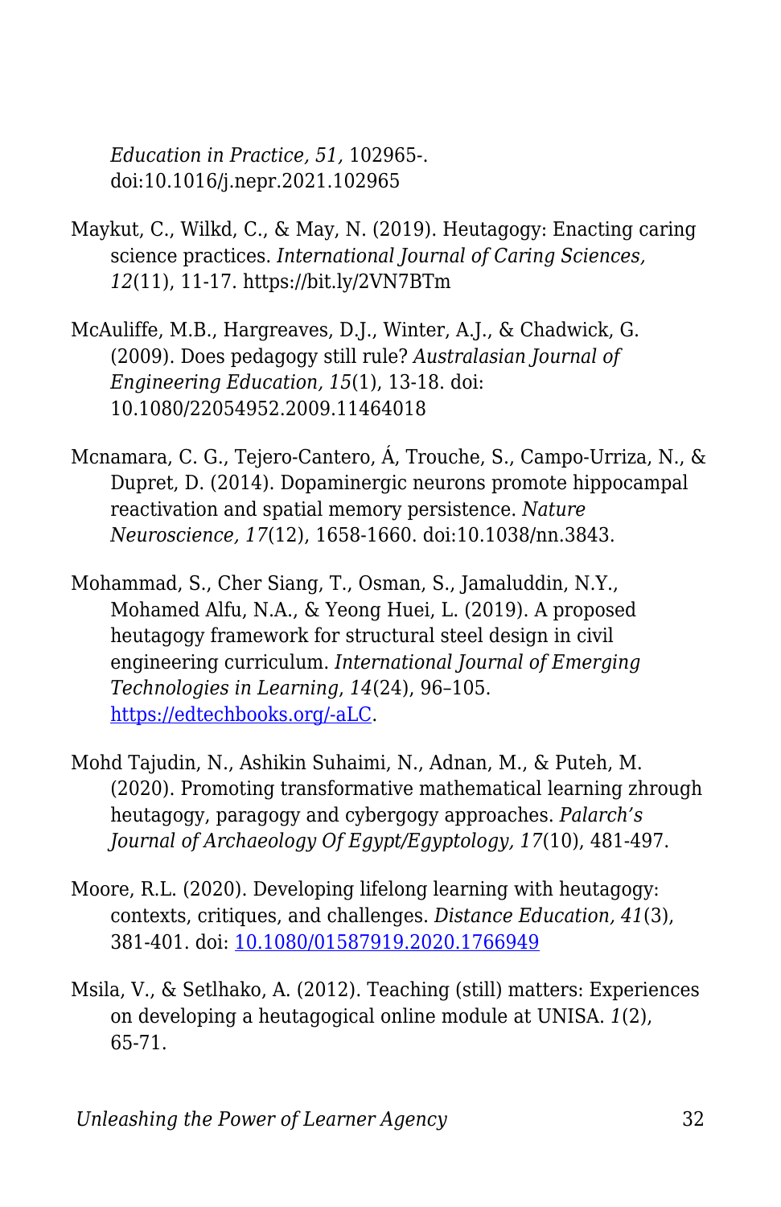*Education in Practice, 51,* 102965-. doi:10.1016/j.nepr.2021.102965

Maykut, C., Wilkd, C., & May, N. (2019). Heutagogy: Enacting caring science practices. *International Journal of Caring Sciences, 12*(11), 11-17. https://bit.ly/2VN7BTm

McAuliffe, M.B., Hargreaves, D.J., Winter, A.J., & Chadwick, G. (2009). Does pedagogy still rule? *Australasian Journal of Engineering Education, 15*(1), 13-18. doi: 10.1080/22054952.2009.11464018

Mcnamara, C. G., Tejero-Cantero, Á, Trouche, S., Campo-Urriza, N., & Dupret, D. (2014). Dopaminergic neurons promote hippocampal reactivation and spatial memory persistence. *Nature Neuroscience, 17*(12), 1658-1660. doi:10.1038/nn.3843.

Mohammad, S., Cher Siang, T., Osman, S., Jamaluddin, N.Y., Mohamed Alfu, N.A., & Yeong Huei, L. (2019). A proposed heutagogy framework for structural steel design in civil engineering curriculum. *International Journal of Emerging Technologies in Learning*, *14*(24), 96–105. [https://edtechbooks.org/-aLC](https://edtechbooks.org/-aLC).

Mohd Tajudin, N., Ashikin Suhaimi, N., Adnan, M., & Puteh, M. (2020). Promoting transformative mathematical learning zhrough heutagogy, paragogy and cybergogy approaches. *Palarch's Journal of Archaeology Of Egypt/Egyptology, 17*(10), 481-497.

Moore, R.L. (2020). Developing lifelong learning with heutagogy: contexts, critiques, and challenges. *Distance Education, 41*(3), 381-401. doi: [10.1080/01587919.2020.1766949](https://doi.org/10.1080/01587919.2020.1766949)

Msila, V., & Setlhako, A. (2012). Teaching (still) matters: Experiences on developing a heutagogical online module at UNISA. *1*(2), 65-71.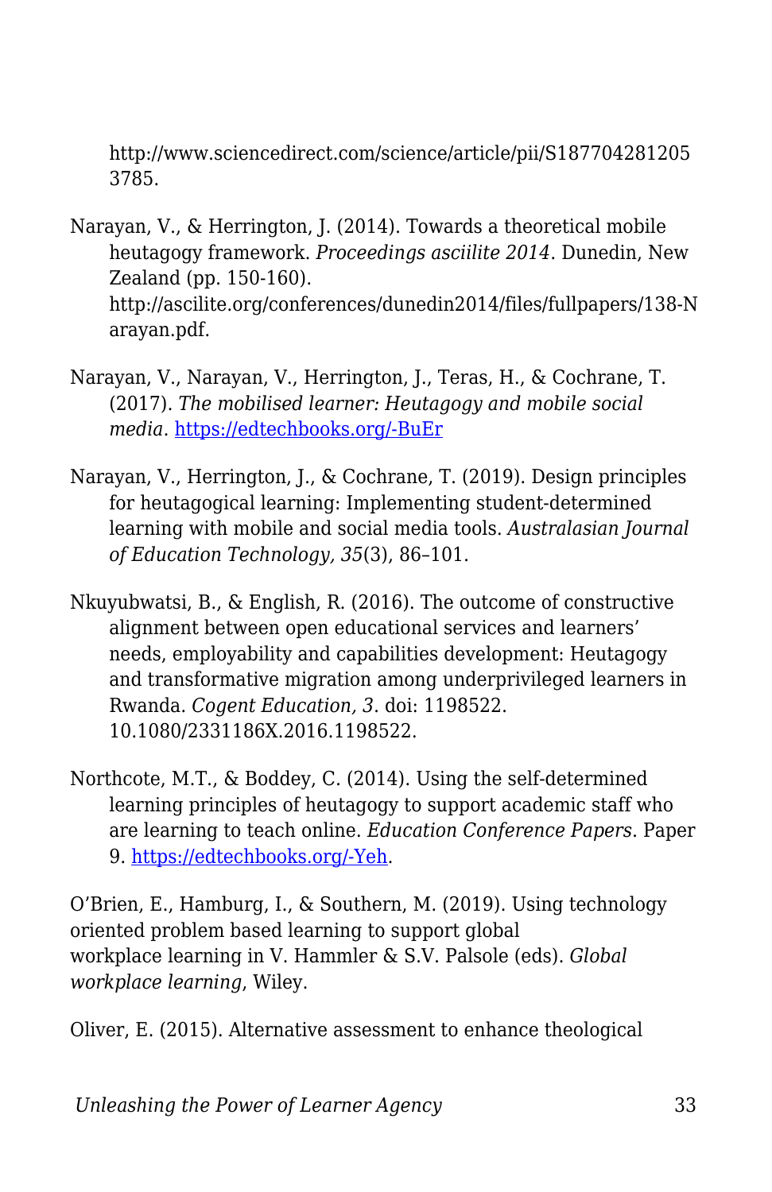http://www.sciencedirect.com/science/article/pii/S1877042812053785.

Narayan, V., & Herrington, J. (2014). Towards a theoretical mobile heutagogy framework. *Proceedings asciilite 2014*. Dunedin, New Zealand (pp. 150-160). http://ascilite.org/conferences/dunedin2014/files/fullpapers/138-Narayan.pdf.

Narayan, V., Narayan, V., Herrington, J., Teras, H., & Cochrane, T. (2017). *The mobilised learner: Heutagogy and mobile social media*. https://edtechbooks.org/-BuEr

Narayan, V., Herrington, J., & Cochrane, T. (2019). Design principles for heutagogical learning: Implementing student-determined learning with mobile and social media tools. *Australasian Journal of Education Technology, 35*(3), 86–101.

Nkuyubwatsi, B., & English, R. (2016). The outcome of constructive alignment between open educational services and learners' needs, employability and capabilities development: Heutagogy and transformative migration among underprivileged learners in Rwanda. *Cogent Education, 3*. doi: 1198522. 10.1080/2331186X.2016.1198522.

Northcote, M.T., & Boddey, C. (2014). Using the self-determined learning principles of heutagogy to support academic staff who are learning to teach online. *Education Conference Papers*. Paper 9. https://edtechbooks.org/-Yeh.

O'Brien, E., Hamburg, I., & Southern, M. (2019). Using technology oriented problem based learning to support global workplace learning in V. Hammler & S.V. Palsole (eds). *Global workplace learning*, Wiley.

Oliver, E. (2015). Alternative assessment to enhance theological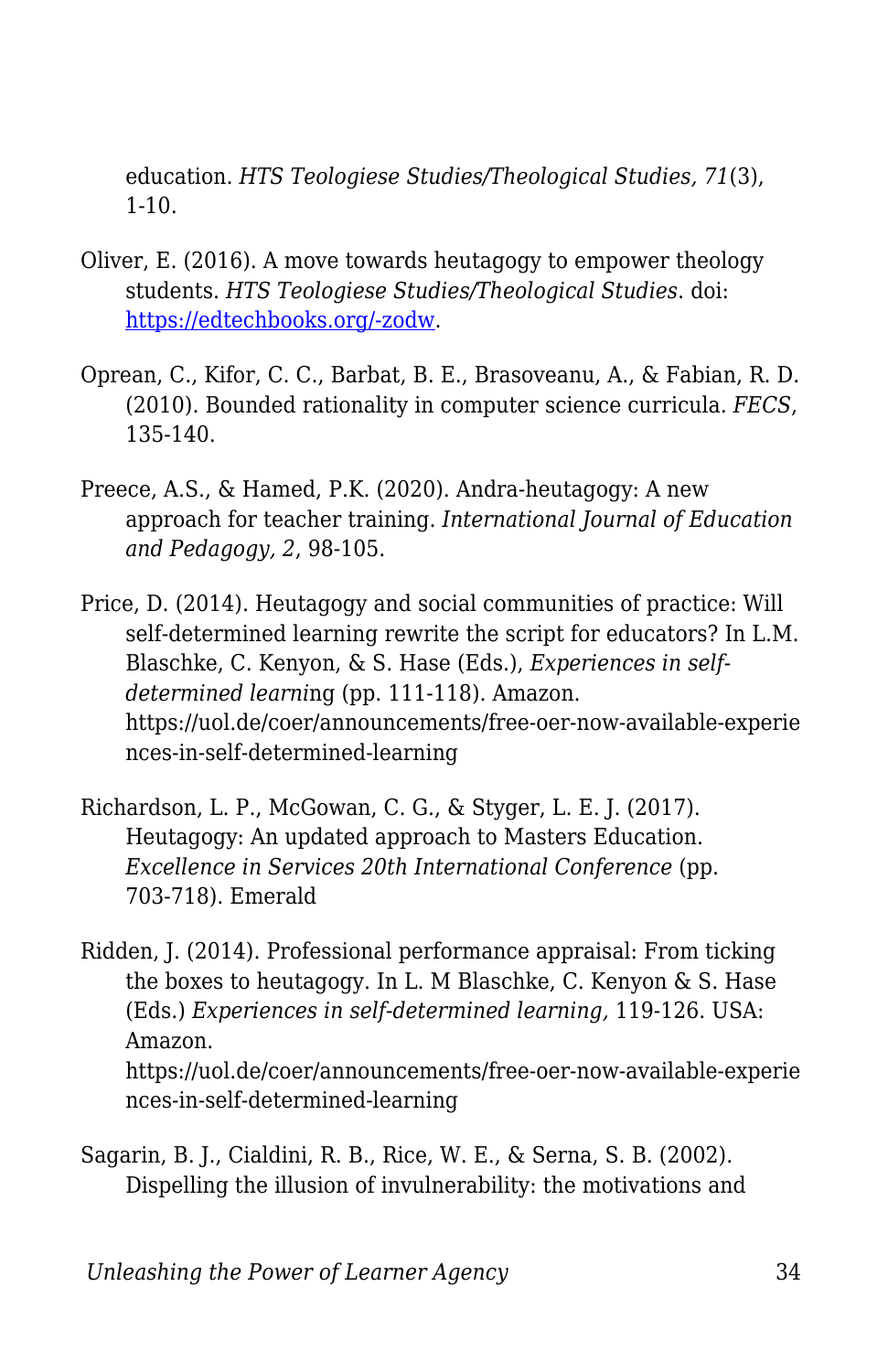education. *HTS Teologiese Studies/Theological Studies, 71*(3), 1-10.

Oliver, E. (2016). A move towards heutagogy to empower theology students. *HTS Teologiese Studies/Theological Studies*. doi: [https://edtechbooks.org/-zodw](https://edtechbooks.org/-zodw).

Oprean, C., Kifor, C. C., Barbat, B. E., Brasoveanu, A., & Fabian, R. D. (2010). Bounded rationality in computer science curricula. *FECS*, 135-140.

Preece, A.S., & Hamed, P.K. (2020). Andra-heutagogy: A new approach for teacher training. *International Journal of Education and Pedagogy, 2*, 98-105.

Price, D. (2014). Heutagogy and social communities of practice: Will self-determined learning rewrite the script for educators? In L.M. Blaschke, C. Kenyon, & S. Hase (Eds.), *Experiences in self-determined learni*ng (pp. 111-118). Amazon. https://uol.de/coer/announcements/free-oer-now-available-experiences-in-self-determined-learning

Richardson, L. P., McGowan, C. G., & Styger, L. E. J. (2017). Heutagogy: An updated approach to Masters Education. *Excellence in Services 20th International Conference* (pp. 703-718). Emerald

Ridden, J. (2014). Professional performance appraisal: From ticking the boxes to heutagogy. In L. M Blaschke, C. Kenyon & S. Hase (Eds.) *Experiences in self-determined learning,* 119-126. USA: Amazon. https://uol.de/coer/announcements/free-oer-now-available-experiences-in-self-determined-learning

Sagarin, B. J., Cialdini, R. B., Rice, W. E., & Serna, S. B. (2002). Dispelling the illusion of invulnerability: the motivations and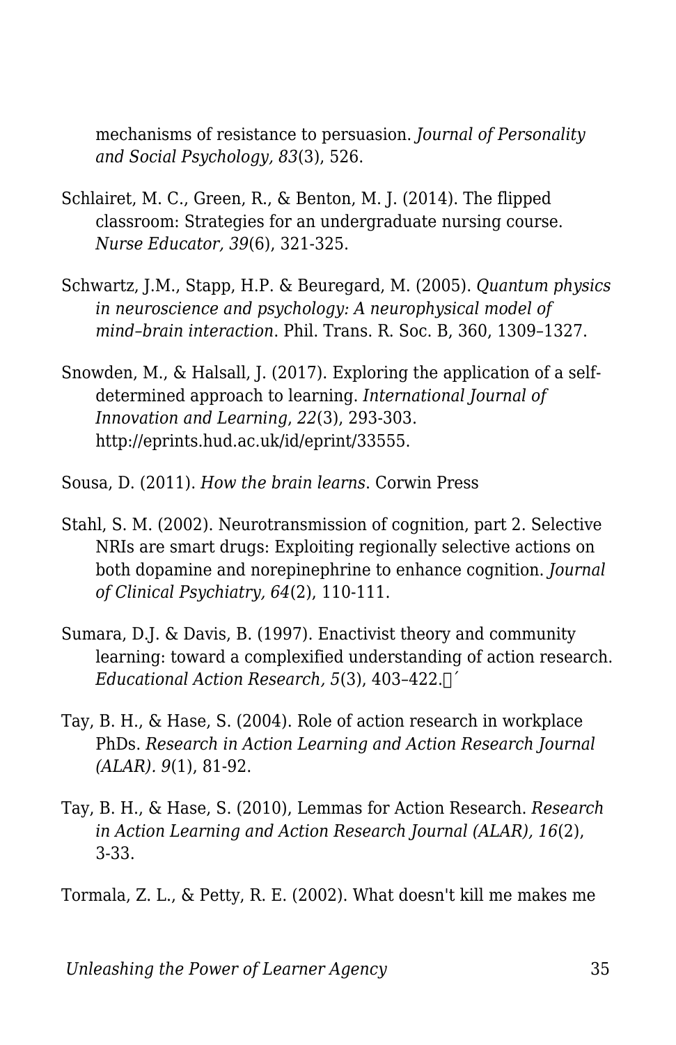mechanisms of resistance to persuasion. *Journal of Personality and Social Psychology, 83*(3), 526.

Schlairet, M. C., Green, R., & Benton, M. J. (2014). The flipped classroom: Strategies for an undergraduate nursing course. *Nurse Educator, 39*(6), 321-325.

Schwartz, J.M., Stapp, H.P. & Beuregard, M. (2005). *Quantum physics in neuroscience and psychology: A neurophysical model of mind–brain interaction*. Phil. Trans. R. Soc. B, 360, 1309–1327.

Snowden, M., & Halsall, J. (2017). Exploring the application of a self-determined approach to learning. *International Journal of Innovation and Learning*, *22*(3), 293-303. http://eprints.hud.ac.uk/id/eprint/33555.

Sousa, D. (2011). *How the brain learns*. Corwin Press

Stahl, S. M. (2002). Neurotransmission of cognition, part 2. Selective NRIs are smart drugs: Exploiting regionally selective actions on both dopamine and norepinephrine to enhance cognition. *Journal of Clinical Psychiatry, 64*(2), 110-111.

Sumara, D.J. & Davis, B. (1997). Enactivist theory and community learning: toward a complexified understanding of action research. *Educational Action Research, 5*(3), 403–422.´

Tay, B. H., & Hase, S. (2004). Role of action research in workplace PhDs. *Research in Action Learning and Action Research Journal (ALAR). 9*(1), 81-92.

Tay, B. H., & Hase, S. (2010), Lemmas for Action Research. *Research in Action Learning and Action Research Journal (ALAR), 16*(2), 3-33.

Tormala, Z. L., & Petty, R. E. (2002). What doesn't kill me makes me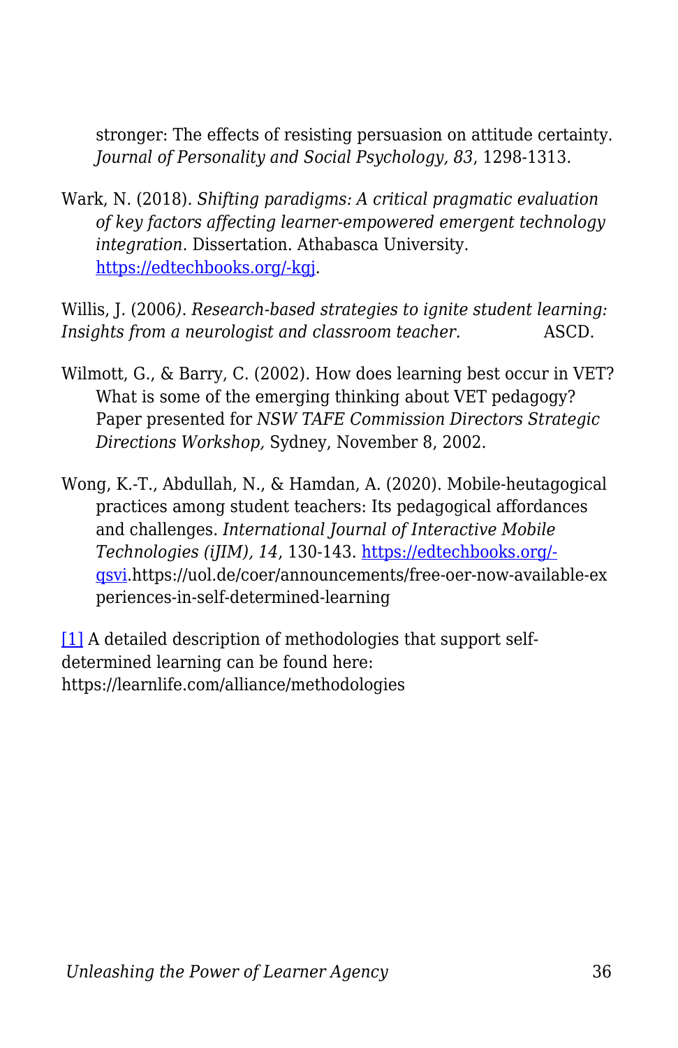stronger: The effects of resisting persuasion on attitude certainty. *Journal of Personality and Social Psychology, 83*, 1298-1313.

Wark, N. (2018). *Shifting paradigms: A critical pragmatic evaluation of key factors affecting learner-empowered emergent technology integration.* Dissertation. Athabasca University. https://edtechbooks.org/-kgj.

Willis, J. (2006*). Research-based strategies to ignite student learning: Insights from a neurologist and classroom teacher.* ASCD.

Wilmott, G., & Barry, C. (2002). How does learning best occur in VET? What is some of the emerging thinking about VET pedagogy? Paper presented for *NSW TAFE Commission Directors Strategic Directions Workshop,* Sydney, November 8, 2002.

Wong, K.-T., Abdullah, N., & Hamdan, A. (2020). Mobile-heutagogical practices among student teachers: Its pedagogical affordances and challenges. *International Journal of Interactive Mobile Technologies (iJIM), 14*, 130-143. https://edtechbooks.org/-qsvi.https://uol.de/coer/announcements/free-oer-now-available-experiences-in-self-determined-learning

[1] A detailed description of methodologies that support self-determined learning can be found here: https://learnlife.com/alliance/methodologies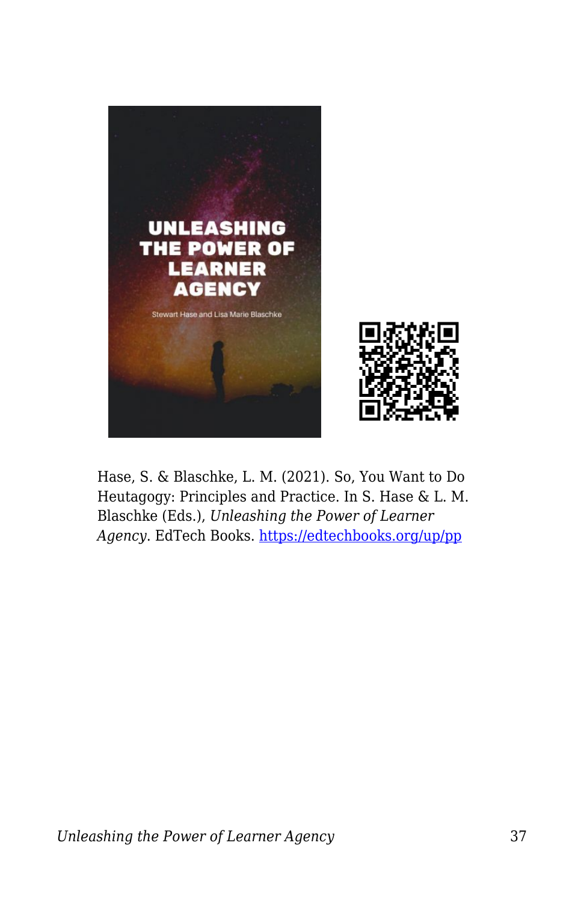Hase, S. & Blaschke, L. M. (2021). So, You Want to Do Heutagogy: Principles and Practice. In S. Hase & L. M. Blaschke (Eds.), *Unleashing the Power of Learner Agency*. EdTech Books. [https://edtechbooks.org/up/pp](https://edtechbooks.org/up/pp)